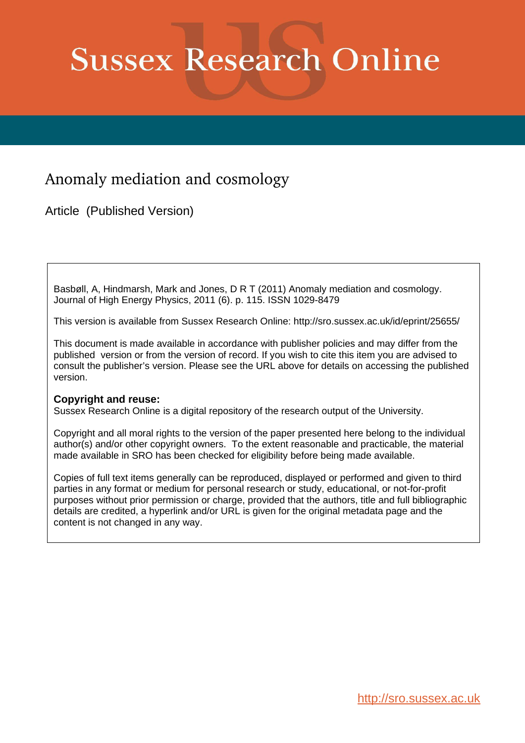# Sussex Research Online

## Anomaly mediation and cosmology

Article (Published Version)

Basbøll, A, Hindmarsh, Mark and Jones, D R T (2011) Anomaly mediation and cosmology. Journal of High Energy Physics, 2011 (6). p. 115. ISSN 1029-8479

This version is available from Sussex Research Online: http://sro.sussex.ac.uk/id/eprint/25655/

This document is made available in accordance with publisher policies and may differ from the published version or from the version of record. If you wish to cite this item you are advised to consult the publisher's version. Please see the URL above for details on accessing the published version.

**Copyright and reuse:**
Sussex Research Online is a digital repository of the research output of the University.

Copyright and all moral rights to the version of the paper presented here belong to the individual author(s) and/or other copyright owners. To the extent reasonable and practicable, the material made available in SRO has been checked for eligibility before being made available.

Copies of full text items generally can be reproduced, displayed or performed and given to third parties in any format or medium for personal research or study, educational, or not-for-profit purposes without prior permission or charge, provided that the authors, title and full bibliographic details are credited, a hyperlink and/or URL is given for the original metadata page and the content is not changed in any way.

http://sro.sussex.ac.uk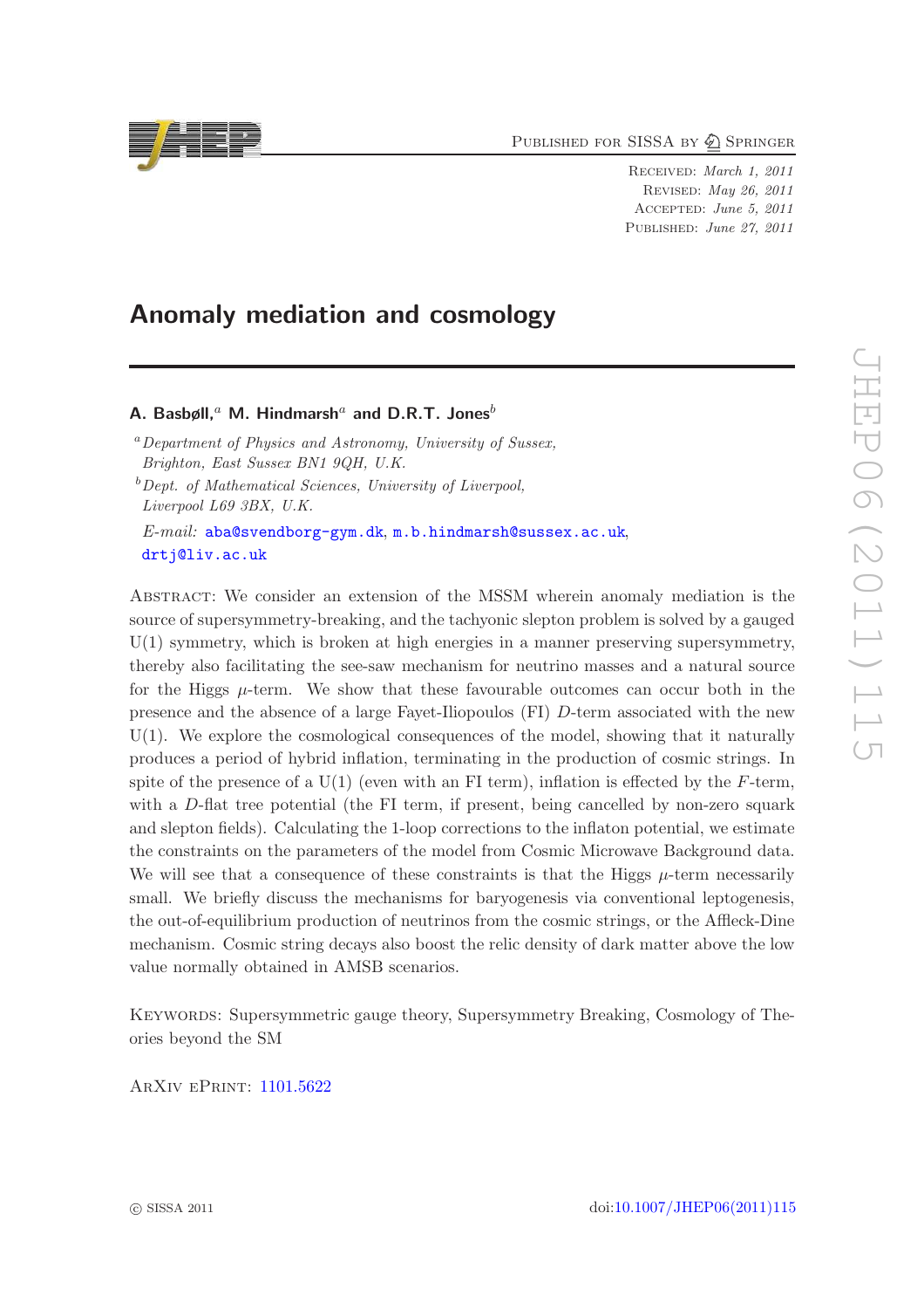# Anomaly mediation and cosmology

**A. Basbøll,**[a] **M. Hindmarsh**[a] **and D.R.T. Jones**[b]

[a] *Department of Physics and Astronomy, University of Sussex, Brighton, East Sussex BN1 9QH, U.K.*

[b] *Dept. of Mathematical Sciences, University of Liverpool, Liverpool L69 3BX, U.K.*

*E-mail:* aba@svendborg-gym.dk, m.b.hindmarsh@sussex.ac.uk, drtj@liv.ac.uk

Abstract: We consider an extension of the MSSM wherein anomaly mediation is the source of supersymmetry-breaking, and the tachyonic slepton problem is solved by a gauged U(1) symmetry, which is broken at high energies in a manner preserving supersymmetry, thereby also facilitating the see-saw mechanism for neutrino masses and a natural source for the Higgs $\mu$-term. We show that these favourable outcomes can occur both in the presence and the absence of a large Fayet-Iliopoulos (FI) $D$-term associated with the new U(1). We explore the cosmological consequences of the model, showing that it naturally produces a period of hybrid inflation, terminating in the production of cosmic strings. In spite of the presence of a U(1) (even with an FI term), inflation is effected by the $F$-term, with a $D$-flat tree potential (the FI term, if present, being cancelled by non-zero squark and slepton fields). Calculating the 1-loop corrections to the inflaton potential, we estimate the constraints on the parameters of the model from Cosmic Microwave Background data. We will see that a consequence of these constraints is that the Higgs $\mu$-term necessarily small. We briefly discuss the mechanisms for baryogenesis via conventional leptogenesis, the out-of-equilibrium production of neutrinos from the cosmic strings, or the Affleck-Dine mechanism. Cosmic string decays also boost the relic density of dark matter above the low value normally obtained in AMSB scenarios.

Keywords: Supersymmetric gauge theory, Supersymmetry Breaking, Cosmology of Theories beyond the SM

ArXiv ePrint: 1101.5622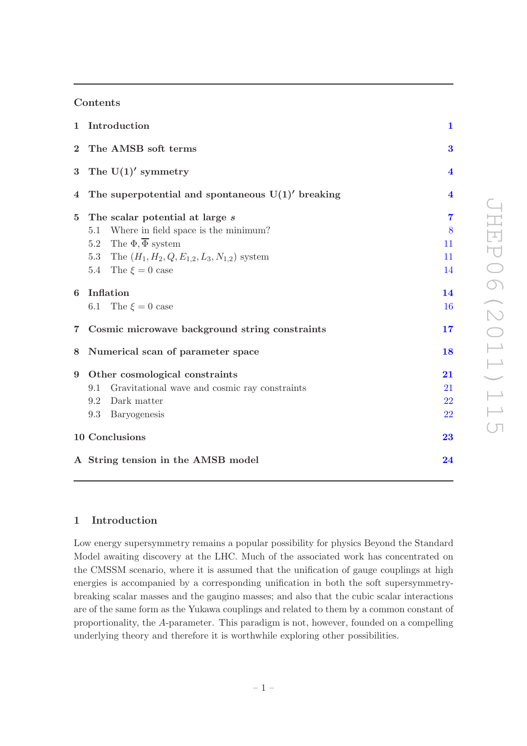## Contents

| | | |
|---|---|---|
| **1** | **Introduction** | **1** |
| **2** | **The AMSB soft terms** | **3** |
| **3** | **The U(1)′ symmetry** | **4** |
| **4** | **The superpotential and spontaneous U(1)′ breaking** | **4** |
| **5** | **The scalar potential at large $s$** | **7** |
| | 5.1 Where in field space is the minimum? | 8 |
| | 5.2 The $\Phi, \overline{\Phi}$ system | 11 |
| | 5.3 The $(H_1, H_2, Q, E_{1,2}, L_3, N_{1,2})$ system | 11 |
| | 5.4 The $\xi = 0$ case | 14 |
| **6** | **Inflation** | **14** |
| | 6.1 The $\xi = 0$ case | 16 |
| **7** | **Cosmic microwave background string constraints** | **17** |
| **8** | **Numerical scan of parameter space** | **18** |
| **9** | **Other cosmological constraints** | **21** |
| | 9.1 Gravitational wave and cosmic ray constraints | 21 |
| | 9.2 Dark matter | 22 |
| | 9.3 Baryogenesis | 22 |
| **10** | **Conclusions** | **23** |
| **A** | **String tension in the AMSB model** | **24** |

## 1 Introduction

Low energy supersymmetry remains a popular possibility for physics Beyond the Standard Model awaiting discovery at the LHC. Much of the associated work has concentrated on the CMSSM scenario, where it is assumed that the unification of gauge couplings at high energies is accompanied by a corresponding unification in both the soft supersymmetry-breaking scalar masses and the gaugino masses; and also that the cubic scalar interactions are of the same form as the Yukawa couplings and related to them by a common constant of proportionality, the $A$-parameter. This paradigm is not, however, founded on a compelling underlying theory and therefore it is worthwhile exploring other possibilities.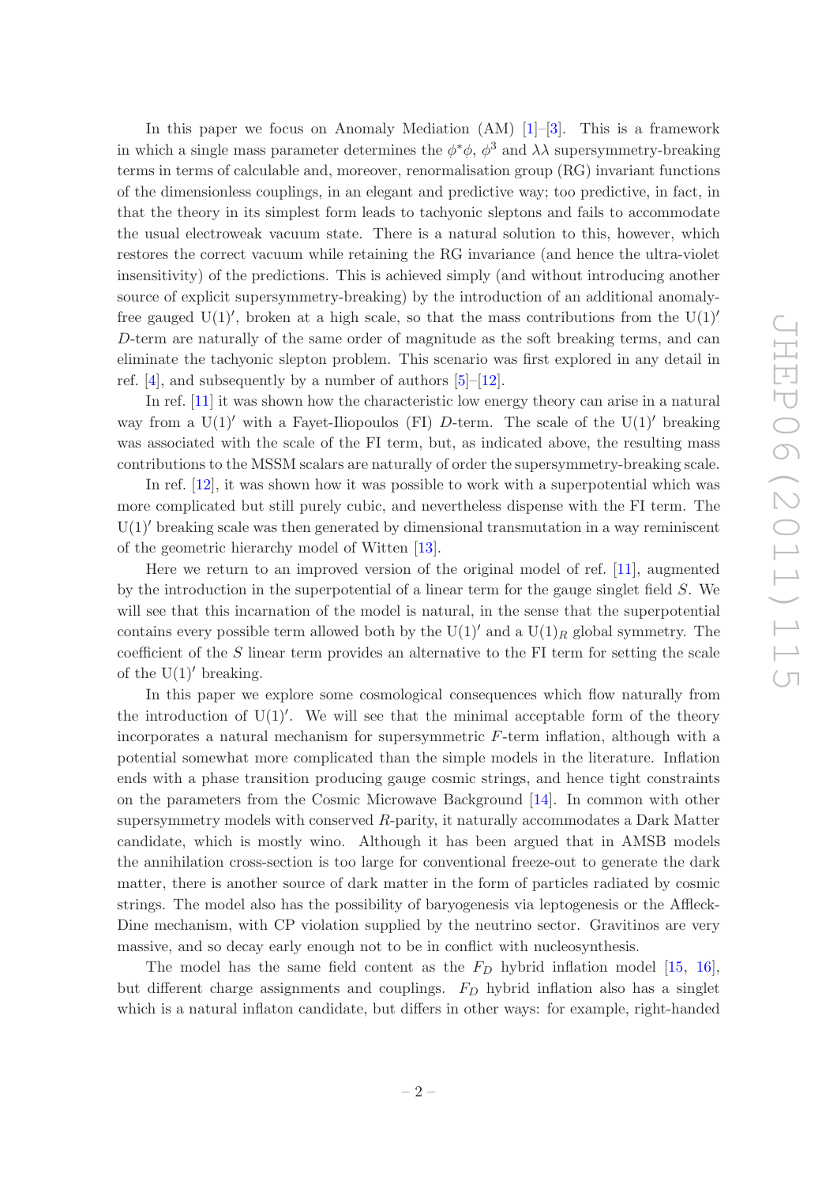In this paper we focus on Anomaly Mediation (AM) [1]–[3]. This is a framework in which a single mass parameter determines the $\phi^*\phi$, $\phi^3$ and $\lambda\lambda$ supersymmetry-breaking terms in terms of calculable and, moreover, renormalisation group (RG) invariant functions of the dimensionless couplings, in an elegant and predictive way; too predictive, in fact, in that the theory in its simplest form leads to tachyonic sleptons and fails to accommodate the usual electroweak vacuum state. There is a natural solution to this, however, which restores the correct vacuum while retaining the RG invariance (and hence the ultra-violet insensitivity) of the predictions. This is achieved simply (and without introducing another source of explicit supersymmetry-breaking) by the introduction of an additional anomaly-free gauged $\mathrm{U}(1)'$, broken at a high scale, so that the mass contributions from the $\mathrm{U}(1)'$ $D$-term are naturally of the same order of magnitude as the soft breaking terms, and can eliminate the tachyonic slepton problem. This scenario was first explored in any detail in ref. [4], and subsequently by a number of authors [5]–[12].

In ref. [11] it was shown how the characteristic low energy theory can arise in a natural way from a $\mathrm{U}(1)'$ with a Fayet-Iliopoulos (FI) $D$-term. The scale of the $\mathrm{U}(1)'$ breaking was associated with the scale of the FI term, but, as indicated above, the resulting mass contributions to the MSSM scalars are naturally of order the supersymmetry-breaking scale.

In ref. [12], it was shown how it was possible to work with a superpotential which was more complicated but still purely cubic, and nevertheless dispense with the FI term. The $\mathrm{U}(1)'$ breaking scale was then generated by dimensional transmutation in a way reminiscent of the geometric hierarchy model of Witten [13].

Here we return to an improved version of the original model of ref. [11], augmented by the introduction in the superpotential of a linear term for the gauge singlet field $S$. We will see that this incarnation of the model is natural, in the sense that the superpotential contains every possible term allowed both by the $\mathrm{U}(1)'$ and a $\mathrm{U}(1)_R$ global symmetry. The coefficient of the $S$ linear term provides an alternative to the FI term for setting the scale of the $\mathrm{U}(1)'$ breaking.

In this paper we explore some cosmological consequences which flow naturally from the introduction of $\mathrm{U}(1)'$. We will see that the minimal acceptable form of the theory incorporates a natural mechanism for supersymmetric $F$-term inflation, although with a potential somewhat more complicated than the simple models in the literature. Inflation ends with a phase transition producing gauge cosmic strings, and hence tight constraints on the parameters from the Cosmic Microwave Background [14]. In common with other supersymmetry models with conserved $R$-parity, it naturally accommodates a Dark Matter candidate, which is mostly wino. Although it has been argued that in AMSB models the annihilation cross-section is too large for conventional freeze-out to generate the dark matter, there is another source of dark matter in the form of particles radiated by cosmic strings. The model also has the possibility of baryogenesis via leptogenesis or the Affleck-Dine mechanism, with CP violation supplied by the neutrino sector. Gravitinos are very massive, and so decay early enough not to be in conflict with nucleosynthesis.

The model has the same field content as the $F_D$ hybrid inflation model [15, 16], but different charge assignments and couplings. $F_D$ hybrid inflation also has a singlet which is a natural inflaton candidate, but differs in other ways: for example, right-handed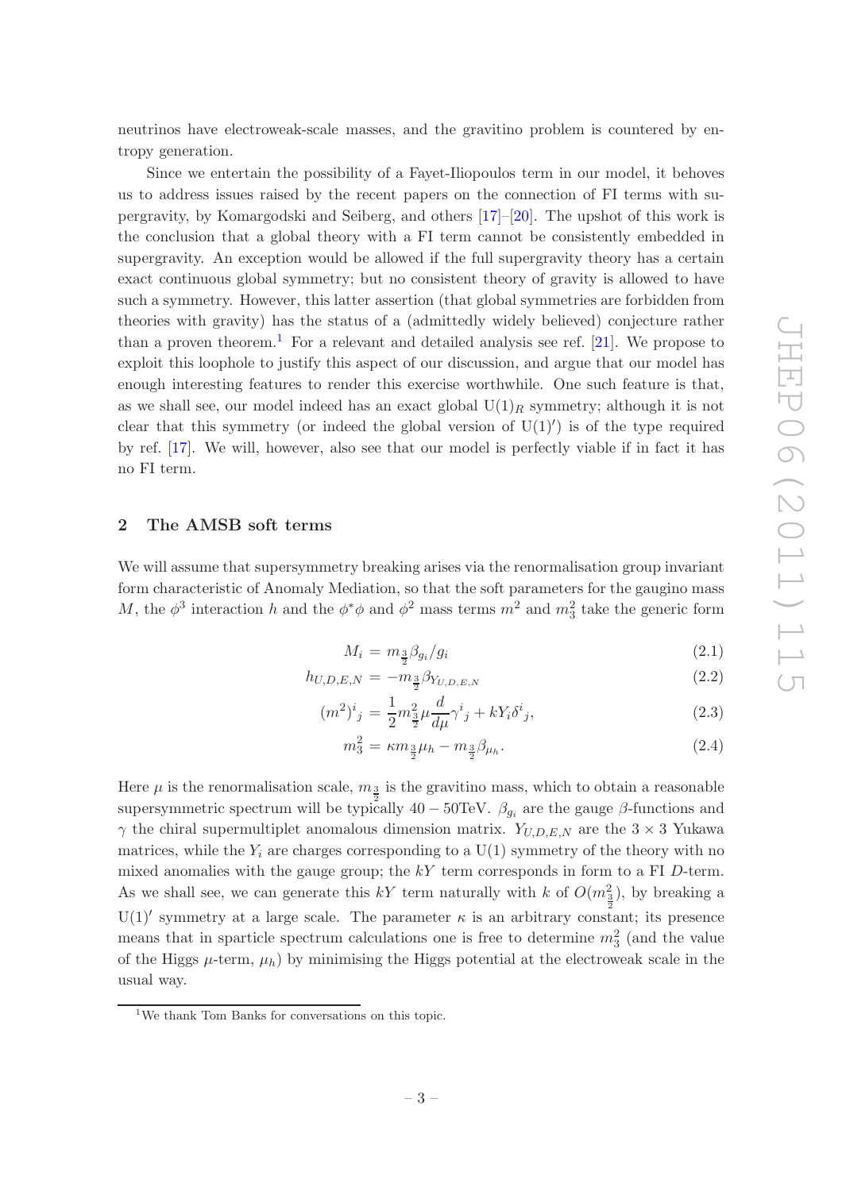neutrinos have electroweak-scale masses, and the gravitino problem is countered by entropy generation.

Since we entertain the possibility of a Fayet-Iliopoulos term in our model, it behoves us to address issues raised by the recent papers on the connection of FI terms with supergravity, by Komargodski and Seiberg, and others [17]–[20]. The upshot of this work is the conclusion that a global theory with a FI term cannot be consistently embedded in supergravity. An exception would be allowed if the full supergravity theory has a certain exact continuous global symmetry; but no consistent theory of gravity is allowed to have such a symmetry. However, this latter assertion (that global symmetries are forbidden from theories with gravity) has the status of a (admittedly widely believed) conjecture rather than a proven theorem.[1] For a relevant and detailed analysis see ref. [21]. We propose to exploit this loophole to justify this aspect of our discussion, and argue that our model has enough interesting features to render this exercise worthwhile. One such feature is that, as we shall see, our model indeed has an exact global $\mathrm{U}(1)_R$ symmetry; although it is not clear that this symmetry (or indeed the global version of $\mathrm{U}(1)'$) is of the type required by ref. [17]. We will, however, also see that our model is perfectly viable if in fact it has no FI term.

## 2 The AMSB soft terms

We will assume that supersymmetry breaking arises via the renormalisation group invariant form characteristic of Anomaly Mediation, so that the soft parameters for the gaugino mass $M$, the $\phi^3$ interaction $h$ and the $\phi^*\phi$ and $\phi^2$ mass terms $m^2$ and $m_3^2$ take the generic form

$$M_i = m_{\frac{3}{2}}\beta_{g_i}/g_i \tag{2.1}$$

$$h_{U,D,E,N} = -m_{\frac{3}{2}}\beta_{Y_{U,D,E,N}} \tag{2.2}$$

$$(m^2)^i{}_j = \frac{1}{2}m_{\frac{3}{2}}^2\mu\frac{d}{d\mu}\gamma^i{}_j + kY_i\delta^i{}_j, \tag{2.3}$$

$$m_3^2 = \kappa m_{\frac{3}{2}}\mu_h - m_{\frac{3}{2}}\beta_{\mu_h}. \tag{2.4}$$

Here $\mu$ is the renormalisation scale, $m_{\frac{3}{2}}$ is the gravitino mass, which to obtain a reasonable supersymmetric spectrum will be typically $40-50$TeV. $\beta_{g_i}$ are the gauge $\beta$-functions and $\gamma$ the chiral supermultiplet anomalous dimension matrix. $Y_{U,D,E,N}$ are the $3\times 3$ Yukawa matrices, while the $Y_i$ are charges corresponding to a $\mathrm{U}(1)$ symmetry of the theory with no mixed anomalies with the gauge group; the $kY$ term corresponds in form to a FI $D$-term. As we shall see, we can generate this $kY$ term naturally with $k$ of $O(m_{\frac{3}{2}}^2)$, by breaking a $\mathrm{U}(1)'$ symmetry at a large scale. The parameter $\kappa$ is an arbitrary constant; its presence means that in sparticle spectrum calculations one is free to determine $m_3^2$ (and the value of the Higgs $\mu$-term, $\mu_h$) by minimising the Higgs potential at the electroweak scale in the usual way.

[1]We thank Tom Banks for conversations on this topic.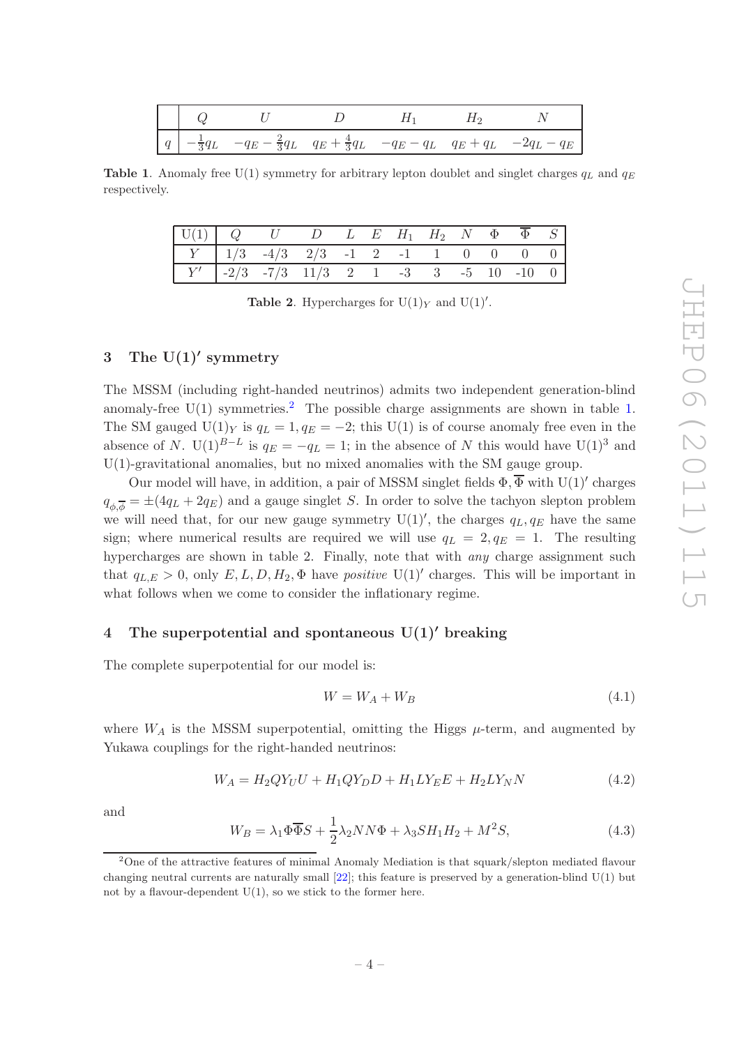|  | $Q$ | $U$ | $D$ | $H_1$ | $H_2$ | $N$ |
|---|---|---|---|---|---|---|
| $q$ | $-\frac{1}{3}q_L$ | $-q_E - \frac{2}{3}q_L$ | $q_E + \frac{4}{3}q_L$ | $-q_E - q_L$ | $q_E + q_L$ | $-2q_L - q_E$ |

**Table 1**. Anomaly free U(1) symmetry for arbitrary lepton doublet and singlet charges $q_L$ and $q_E$ respectively.

| U(1) | $Q$ | $U$ | $D$ | $L$ | $E$ | $H_1$ | $H_2$ | $N$ | $\Phi$ | $\overline{\Phi}$ | $S$ |
|---|---|---|---|---|---|---|---|---|---|---|---|
| $Y$ | 1/3 | -4/3 | 2/3 | -1 | 2 | -1 | 1 | 0 | 0 | 0 | 0 |
| $Y'$ | -2/3 | -7/3 | 11/3 | 2 | 1 | -3 | 3 | -5 | 10 | -10 | 0 |

**Table 2**. Hypercharges for $\mathrm{U}(1)_Y$ and $\mathrm{U}(1)'$.

## 3 The U(1)′ symmetry

The MSSM (including right-handed neutrinos) admits two independent generation-blind anomaly-free U(1) symmetries.[2] The possible charge assignments are shown in table 1. The SM gauged $\mathrm{U}(1)_Y$ is $q_L = 1, q_E = -2$; this U(1) is of course anomaly free even in the absence of $N$. $\mathrm{U}(1)^{B-L}$ is $q_E = -q_L = 1$; in the absence of $N$ this would have $\mathrm{U}(1)^3$ and U(1)-gravitational anomalies, but no mixed anomalies with the SM gauge group.

Our model will have, in addition, a pair of MSSM singlet fields $\Phi, \overline{\Phi}$ with $\mathrm{U}(1)'$ charges $q_{\phi,\overline{\phi}} = \pm(4q_L + 2q_E)$ and a gauge singlet $S$. In order to solve the tachyon slepton problem we will need that, for our new gauge symmetry $\mathrm{U}(1)'$, the charges $q_L, q_E$ have the same sign; where numerical results are required we will use $q_L = 2, q_E = 1$. The resulting hypercharges are shown in table 2. Finally, note that with *any* charge assignment such that $q_{L,E} > 0$, only $E, L, D, H_2, \Phi$ have *positive* $\mathrm{U}(1)'$ charges. This will be important in what follows when we come to consider the inflationary regime.

## 4 The superpotential and spontaneous U(1)′ breaking

The complete superpotential for our model is:

$$W = W_A + W_B \tag{4.1}$$

where $W_A$ is the MSSM superpotential, omitting the Higgs $\mu$-term, and augmented by Yukawa couplings for the right-handed neutrinos:

$$W_A = H_2 Q Y_U U + H_1 Q Y_D D + H_1 L Y_E E + H_2 L Y_N N \tag{4.2}$$

and

$$W_B = \lambda_1 \Phi \overline{\Phi} S + \frac{1}{2}\lambda_2 N N \Phi + \lambda_3 S H_1 H_2 + M^2 S, \tag{4.3}$$

[2] One of the attractive features of minimal Anomaly Mediation is that squark/slepton mediated flavour changing neutral currents are naturally small [22]; this feature is preserved by a generation-blind U(1) but not by a flavour-dependent U(1), so we stick to the former here.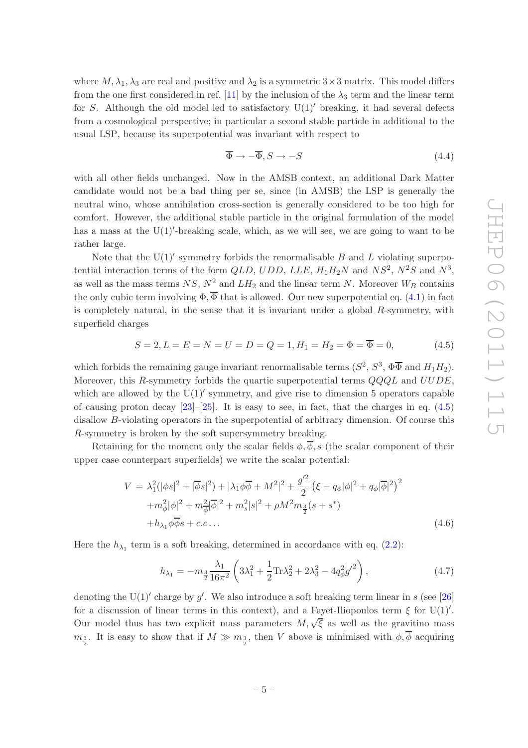where $M, \lambda_1, \lambda_3$ are real and positive and $\lambda_2$ is a symmetric $3\times 3$ matrix. This model differs from the one first considered in ref. [11] by the inclusion of the $\lambda_3$ term and the linear term for $S$. Although the old model led to satisfactory $\mathrm{U}(1)'$ breaking, it had several defects from a cosmological perspective; in particular a second stable particle in additional to the usual LSP, because its superpotential was invariant with respect to

$$\overline{\Phi} \to -\overline{\Phi}, S \to -S \tag{4.4}$$

with all other fields unchanged. Now in the AMSB context, an additional Dark Matter candidate would not be a bad thing per se, since (in AMSB) the LSP is generally the neutral wino, whose annihilation cross-section is generally considered to be too high for comfort. However, the additional stable particle in the original formulation of the model has a mass at the $\mathrm{U}(1)'$-breaking scale, which, as we will see, we are going to want to be rather large.

Note that the $\mathrm{U}(1)'$ symmetry forbids the renormalisable $B$ and $L$ violating superpotential interaction terms of the form $QLD$, $UDD$, $LLE$, $H_1H_2N$ and $NS^2$, $N^2S$ and $N^3$, as well as the mass terms $NS$, $N^2$ and $LH_2$ and the linear term $N$. Moreover $W_B$ contains the only cubic term involving $\Phi, \overline{\Phi}$ that is allowed. Our new superpotential eq. (4.1) in fact is completely natural, in the sense that it is invariant under a global $R$-symmetry, with superfield charges

$$S = 2, L = E = N = U = D = Q = 1, H_1 = H_2 = \Phi = \overline{\Phi} = 0, \tag{4.5}$$

which forbids the remaining gauge invariant renormalisable terms ($S^2$, $S^3$, $\Phi\overline{\Phi}$ and $H_1H_2$). Moreover, this $R$-symmetry forbids the quartic superpotential terms $QQQL$ and $UUDE$, which are allowed by the $\mathrm{U}(1)'$ symmetry, and give rise to dimension 5 operators capable of causing proton decay [23]–[25]. It is easy to see, in fact, that the charges in eq. (4.5) disallow $B$-violating operators in the superpotential of arbitrary dimension. Of course this $R$-symmetry is broken by the soft supersymmetry breaking.

Retaining for the moment only the scalar fields $\phi, \overline{\phi}, s$ (the scalar component of their upper case counterpart superfields) we write the scalar potential:

$$\begin{aligned} V = &\lambda_1^2(|\phi s|^2 + |\overline{\phi} s|^2) + |\lambda_1 \phi\overline{\phi} + M^2|^2 + \frac{g'^2}{2}\left(\xi - q_\phi|\phi|^2 + q_\phi|\overline{\phi}|^2\right)^2 \\ &+ m_\phi^2|\phi|^2 + m_{\overline{\phi}}^2|\overline{\phi}|^2 + m_s^2|s|^2 + \rho M^2 m_{\frac{3}{2}}(s+s^*) \\ &+ h_{\lambda_1}\phi\overline{\phi}s + c.c\ldots \end{aligned} \tag{4.6}$$

Here the $h_{\lambda_1}$ term is a soft breaking, determined in accordance with eq. (2.2):

$$h_{\lambda_1} = -m_{\frac{3}{2}}\frac{\lambda_1}{16\pi^2}\left(3\lambda_1^2 + \frac{1}{2}\mathrm{Tr}\lambda_2^2 + 2\lambda_3^2 - 4q_\phi^2 {g'}^2\right), \tag{4.7}$$

denoting the $\mathrm{U}(1)'$ charge by $g'$. We also introduce a soft breaking term linear in $s$ (see [26] for a discussion of linear terms in this context), and a Fayet-Iliopoulos term $\xi$ for $\mathrm{U}(1)'$. Our model thus has two explicit mass parameters $M, \sqrt{\xi}$ as well as the gravitino mass $m_{\frac{3}{2}}$. It is easy to show that if $M \gg m_{\frac{3}{2}}$, then $V$ above is minimised with $\phi, \overline{\phi}$ acquiring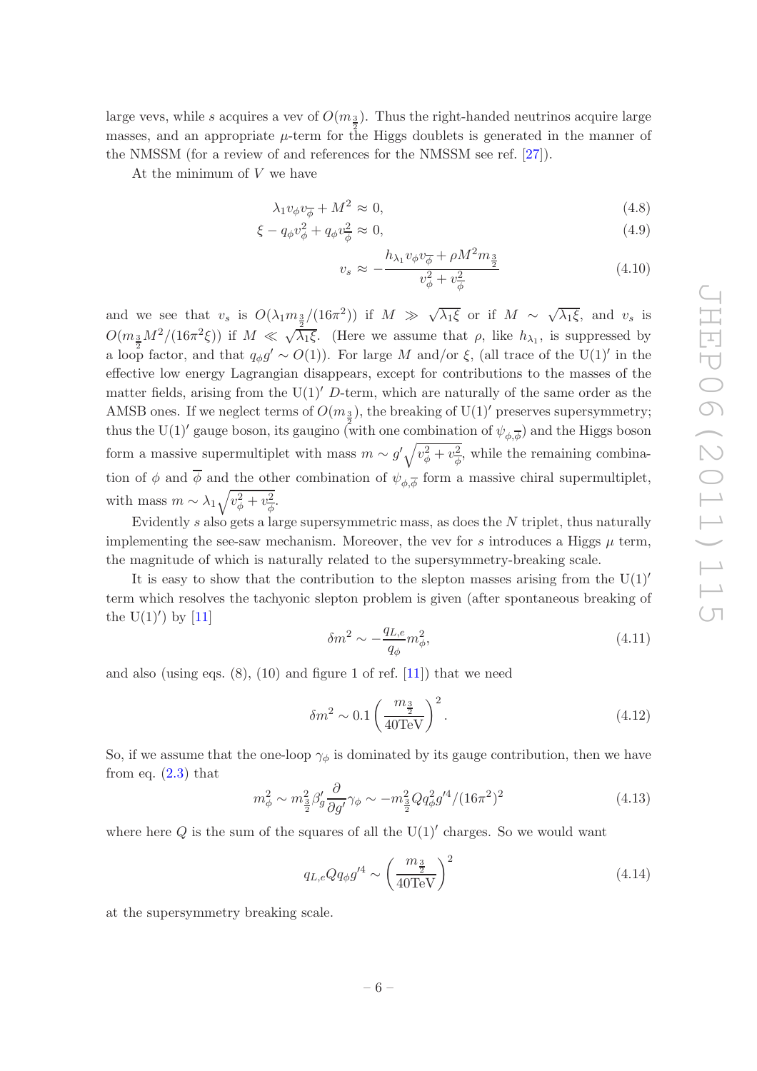large vevs, while $s$ acquires a vev of $O(m_{\frac{3}{2}})$. Thus the right-handed neutrinos acquire large masses, and an appropriate $\mu$-term for the Higgs doublets is generated in the manner of the NMSSM (for a review of and references for the NMSSM see ref. [27]).

At the minimum of $V$ we have

$$\lambda_1 v_\phi v_{\overline{\phi}} + M^2 \approx 0, \tag{4.8}$$

$$\xi - q_\phi v_\phi^2 + q_\phi v_{\overline{\phi}}^2 \approx 0, \tag{4.9}$$

$$v_s \approx -\frac{h_{\lambda_1} v_\phi v_{\overline{\phi}} + \rho M^2 m_{\frac{3}{2}}}{v_\phi^2 + v_{\overline{\phi}}^2} \tag{4.10}$$

and we see that $v_s$ is $O(\lambda_1 m_{\frac{3}{2}}/(16\pi^2))$ if $M \gg \sqrt{\lambda_1 \xi}$ or if $M \sim \sqrt{\lambda_1 \xi}$, and $v_s$ is $O(m_{\frac{3}{2}} M^2/(16\pi^2 \xi))$ if $M \ll \sqrt{\lambda_1 \xi}$. (Here we assume that $\rho$, like $h_{\lambda_1}$, is suppressed by a loop factor, and that $q_\phi g' \sim O(1)$). For large $M$ and/or $\xi$, (all trace of the U(1)$'$ in the effective low energy Lagrangian disappears, except for contributions to the masses of the matter fields, arising from the U(1)$'$ $D$-term, which are naturally of the same order as the AMSB ones. If we neglect terms of $O(m_{\frac{3}{2}})$, the breaking of U(1)$'$ preserves supersymmetry; thus the U(1)$'$ gauge boson, its gaugino (with one combination of $\psi_{\phi,\overline{\phi}}$) and the Higgs boson form a massive supermultiplet with mass $m \sim g'\sqrt{v_\phi^2 + v_{\overline{\phi}}^2}$, while the remaining combination of $\phi$ and $\overline{\phi}$ and the other combination of $\psi_{\phi,\overline{\phi}}$ form a massive chiral supermultiplet, with mass $m \sim \lambda_1 \sqrt{v_\phi^2 + v_{\overline{\phi}}^2}$.

Evidently $s$ also gets a large supersymmetric mass, as does the $N$ triplet, thus naturally implementing the see-saw mechanism. Moreover, the vev for $s$ introduces a Higgs $\mu$ term, the magnitude of which is naturally related to the supersymmetry-breaking scale.

It is easy to show that the contribution to the slepton masses arising from the U(1)$'$ term which resolves the tachyonic slepton problem is given (after spontaneous breaking of the U(1)$'$) by [11]

$$\delta m^2 \sim -\frac{q_{L,e}}{q_\phi} m_\phi^2, \tag{4.11}$$

and also (using eqs. (8), (10) and figure 1 of ref. [11]) that we need

$$\delta m^2 \sim 0.1 \left(\frac{m_{\frac{3}{2}}}{40\text{TeV}}\right)^2. \tag{4.12}$$

So, if we assume that the one-loop $\gamma_\phi$ is dominated by its gauge contribution, then we have from eq. (2.3) that

$$m_\phi^2 \sim m_{\frac{3}{2}}^2 \beta'_g \frac{\partial}{\partial g'} \gamma_\phi \sim -m_{\frac{3}{2}}^2 Q q_\phi^2 g'^4/(16\pi^2)^2 \tag{4.13}$$

where here $Q$ is the sum of the squares of all the U(1)$'$ charges. So we would want

$$q_{L,e} Q q_\phi g'^4 \sim \left(\frac{m_{\frac{3}{2}}}{40\text{TeV}}\right)^2 \tag{4.14}$$

at the supersymmetry breaking scale.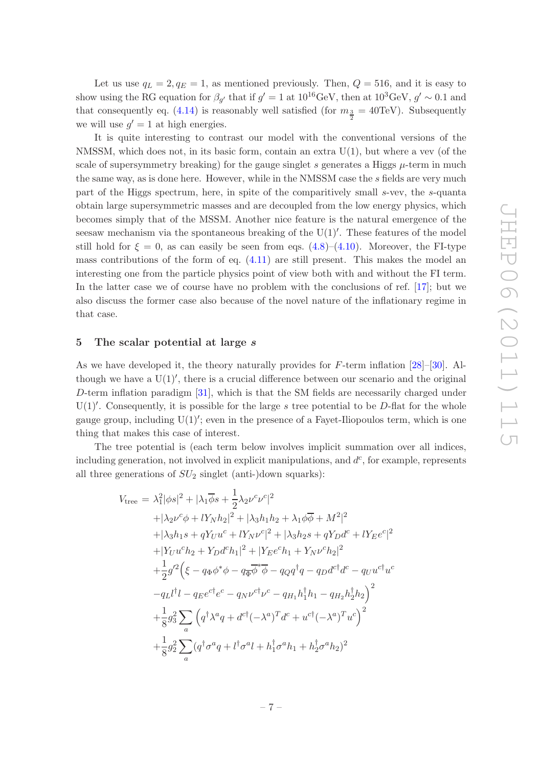Let us use $q_L = 2, q_E = 1$, as mentioned previously. Then, $Q = 516$, and it is easy to show using the RG equation for $\beta_{g'}$ that if $g' = 1$ at $10^{16}$GeV, then at $10^3$GeV, $g' \sim 0.1$ and that consequently eq. (4.14) is reasonably well satisfied (for $m_{\frac{3}{2}} = 40$TeV). Subsequently we will use $g' = 1$ at high energies.

It is quite interesting to contrast our model with the conventional versions of the NMSSM, which does not, in its basic form, contain an extra U(1), but where a vev (of the scale of supersymmetry breaking) for the gauge singlet $s$ generates a Higgs $\mu$-term in much the same way, as is done here. However, while in the NMSSM case the $s$ fields are very much part of the Higgs spectrum, here, in spite of the comparitively small $s$-vev, the $s$-quanta obtain large supersymmetric masses and are decoupled from the low energy physics, which becomes simply that of the MSSM. Another nice feature is the natural emergence of the seesaw mechanism via the spontaneous breaking of the U(1)$'$. These features of the model still hold for $\xi = 0$, as can easily be seen from eqs. (4.8)–(4.10). Moreover, the FI-type mass contributions of the form of eq. (4.11) are still present. This makes the model an interesting one from the particle physics point of view both with and without the FI term. In the latter case we of course have no problem with the conclusions of ref. [17]; but we also discuss the former case also because of the novel nature of the inflationary regime in that case.

## 5 The scalar potential at large $s$

As we have developed it, the theory naturally provides for $F$-term inflation [28]–[30]. Although we have a U(1)$'$, there is a crucial difference between our scenario and the original $D$-term inflation paradigm [31], which is that the SM fields are necessarily charged under U(1)$'$. Consequently, it is possible for the large $s$ tree potential to be $D$-flat for the whole gauge group, including U(1)$'$; even in the presence of a Fayet-Iliopoulos term, which is one thing that makes this case of interest.

The tree potential is (each term below involves implicit summation over all indices, including generation, not involved in explicit manipulations, and $d^c$, for example, represents all three generations of $SU_2$ singlet (anti-)down squarks):

$$
\begin{aligned}
V_{\text{tree}} = {} & \lambda_1^2|\phi s|^2 + |\lambda_1\overline{\phi}s + \frac{1}{2}\lambda_2\nu^c\nu^c|^2 \\
& + |\lambda_2\nu^c\phi + lY_N h_2|^2 + |\lambda_3 h_1 h_2 + \lambda_1\phi\overline{\phi} + M^2|^2 \\
& + |\lambda_3 h_1 s + qY_U u^c + lY_N\nu^c|^2 + |\lambda_3 h_2 s + qY_D d^c + lY_E e^c|^2 \\
& + |Y_U u^c h_2 + Y_D d^c h_1|^2 + |Y_E e^c h_1 + Y_N \nu^c h_2|^2 \\
& + \frac{1}{2}g'^2\Big(\xi - q_\Phi\phi^*\phi - q_{\overline{\Phi}}\overline{\phi}^*\overline{\phi} - q_Q q^\dagger q - q_D d^{c\dagger}d^c - q_U u^{c\dagger}u^c \\
& - q_L l^\dagger l - q_E e^{c\dagger}e^c - q_N\nu^{c\dagger}\nu^c - q_{H_1}h_1^\dagger h_1 - q_{H_2}h_2^\dagger h_2\Big)^2 \\
& + \frac{1}{8}g_3^2\sum_a\Big(q^\dagger\lambda^a q + d^{c\dagger}(-\lambda^a)^T d^c + u^{c\dagger}(-\lambda^a)^T u^c\Big)^2 \\
& + \frac{1}{8}g_2^2\sum_a(q^\dagger\sigma^a q + l^\dagger\sigma^a l + h_1^\dagger\sigma^a h_1 + h_2^\dagger\sigma^a h_2)^2
\end{aligned}
$$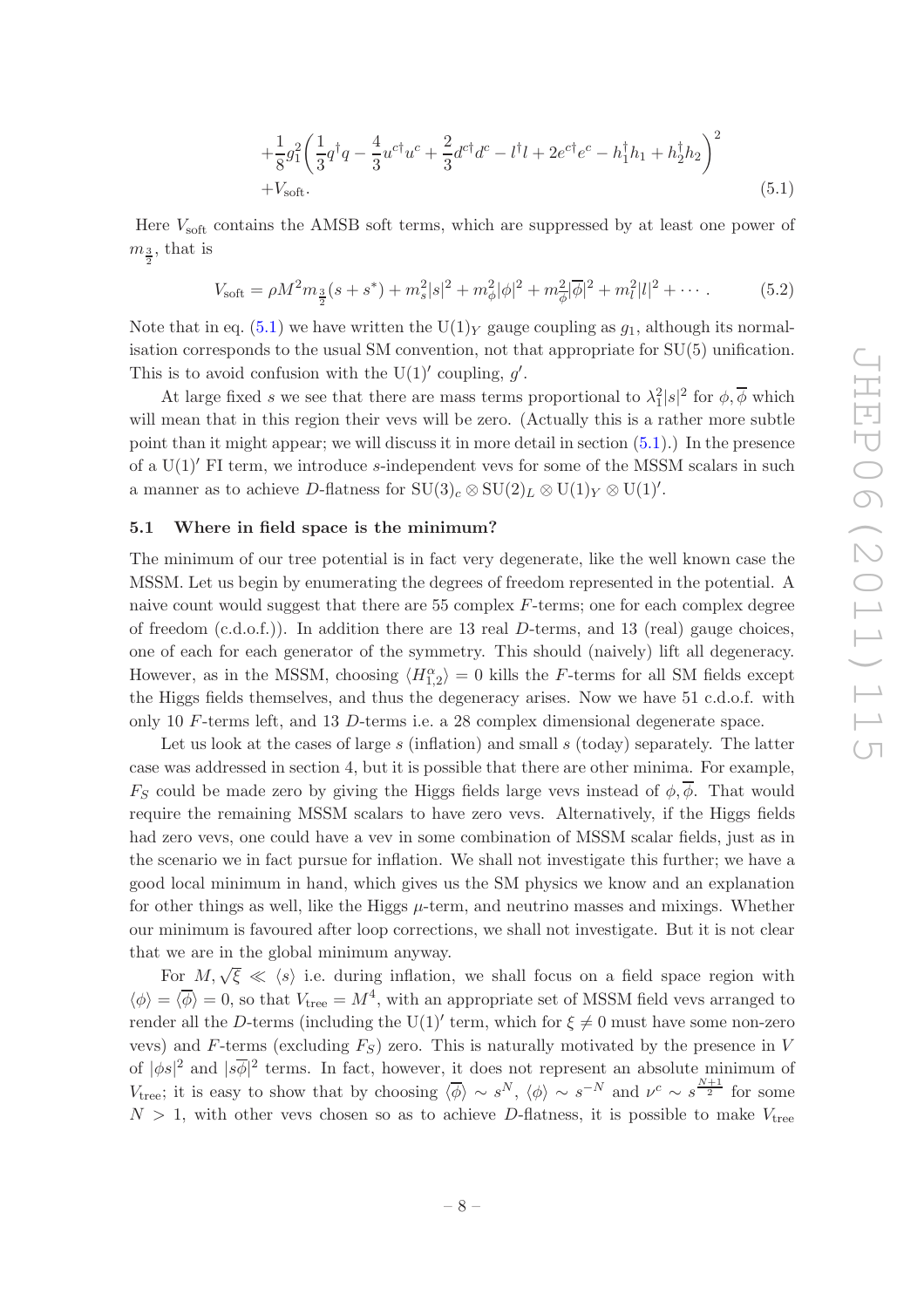$$
\begin{aligned}
&+\frac{1}{8}g_1^2\left(\frac{1}{3}q^\dagger q - \frac{4}{3}u^{c\dagger}u^c + \frac{2}{3}d^{c\dagger}d^c - l^\dagger l + 2e^{c\dagger}e^c - h_1^\dagger h_1 + h_2^\dagger h_2\right)^2 \\
&+V_{\text{soft}}.
\end{aligned}
\tag{5.1}
$$

Here $V_{\text{soft}}$ contains the AMSB soft terms, which are suppressed by at least one power of $m_{\frac{3}{2}}$, that is

$$
V_{\text{soft}} = \rho M^2 m_{\frac{3}{2}}(s+s^*) + m_s^2|s|^2 + m_\phi^2|\phi|^2 + m_{\overline{\phi}}^2|\overline{\phi}|^2 + m_l^2|l|^2 + \cdots . \tag{5.2}
$$

Note that in eq. (5.1) we have written the $\mathrm{U}(1)_Y$ gauge coupling as $g_1$, although its normalisation corresponds to the usual SM convention, not that appropriate for SU(5) unification. This is to avoid confusion with the $\mathrm{U}(1)'$ coupling, $g'$.

At large fixed $s$ we see that there are mass terms proportional to $\lambda_1^2|s|^2$ for $\phi, \overline{\phi}$ which will mean that in this region their vevs will be zero. (Actually this is a rather more subtle point than it might appear; we will discuss it in more detail in section (5.1).) In the presence of a $\mathrm{U}(1)'$ FI term, we introduce $s$-independent vevs for some of the MSSM scalars in such a manner as to achieve $D$-flatness for $\mathrm{SU}(3)_c \otimes \mathrm{SU}(2)_L \otimes \mathrm{U}(1)_Y \otimes \mathrm{U}(1)'$.

### 5.1 Where in field space is the minimum?

The minimum of our tree potential is in fact very degenerate, like the well known case the MSSM. Let us begin by enumerating the degrees of freedom represented in the potential. A naive count would suggest that there are 55 complex $F$-terms; one for each complex degree of freedom (c.d.o.f.)). In addition there are 13 real $D$-terms, and 13 (real) gauge choices, one of each for each generator of the symmetry. This should (naively) lift all degeneracy. However, as in the MSSM, choosing $\langle H_{1,2}^\alpha\rangle = 0$ kills the $F$-terms for all SM fields except the Higgs fields themselves, and thus the degeneracy arises. Now we have 51 c.d.o.f. with only 10 $F$-terms left, and 13 $D$-terms i.e. a 28 complex dimensional degenerate space.

Let us look at the cases of large $s$ (inflation) and small $s$ (today) separately. The latter case was addressed in section 4, but it is possible that there are other minima. For example, $F_S$ could be made zero by giving the Higgs fields large vevs instead of $\phi, \overline{\phi}$. That would require the remaining MSSM scalars to have zero vevs. Alternatively, if the Higgs fields had zero vevs, one could have a vev in some combination of MSSM scalar fields, just as in the scenario we in fact pursue for inflation. We shall not investigate this further; we have a good local minimum in hand, which gives us the SM physics we know and an explanation for other things as well, like the Higgs $\mu$-term, and neutrino masses and mixings. Whether our minimum is favoured after loop corrections, we shall not investigate. But it is not clear that we are in the global minimum anyway.

For $M, \sqrt{\xi} \ll \langle s\rangle$ i.e. during inflation, we shall focus on a field space region with $\langle\phi\rangle = \langle\overline{\phi}\rangle = 0$, so that $V_{\text{tree}} = M^4$, with an appropriate set of MSSM field vevs arranged to render all the $D$-terms (including the $\mathrm{U}(1)'$ term, which for $\xi \neq 0$ must have some non-zero vevs) and $F$-terms (excluding $F_S$) zero. This is naturally motivated by the presence in $V$ of $|\phi s|^2$ and $|s\overline{\phi}|^2$ terms. In fact, however, it does not represent an absolute minimum of $V_{\text{tree}}$; it is easy to show that by choosing $\langle\overline{\phi}\rangle \sim s^N$, $\langle\phi\rangle \sim s^{-N}$ and $\nu^c \sim s^{\frac{N+1}{2}}$ for some $N > 1$, with other vevs chosen so as to achieve $D$-flatness, it is possible to make $V_{\text{tree}}$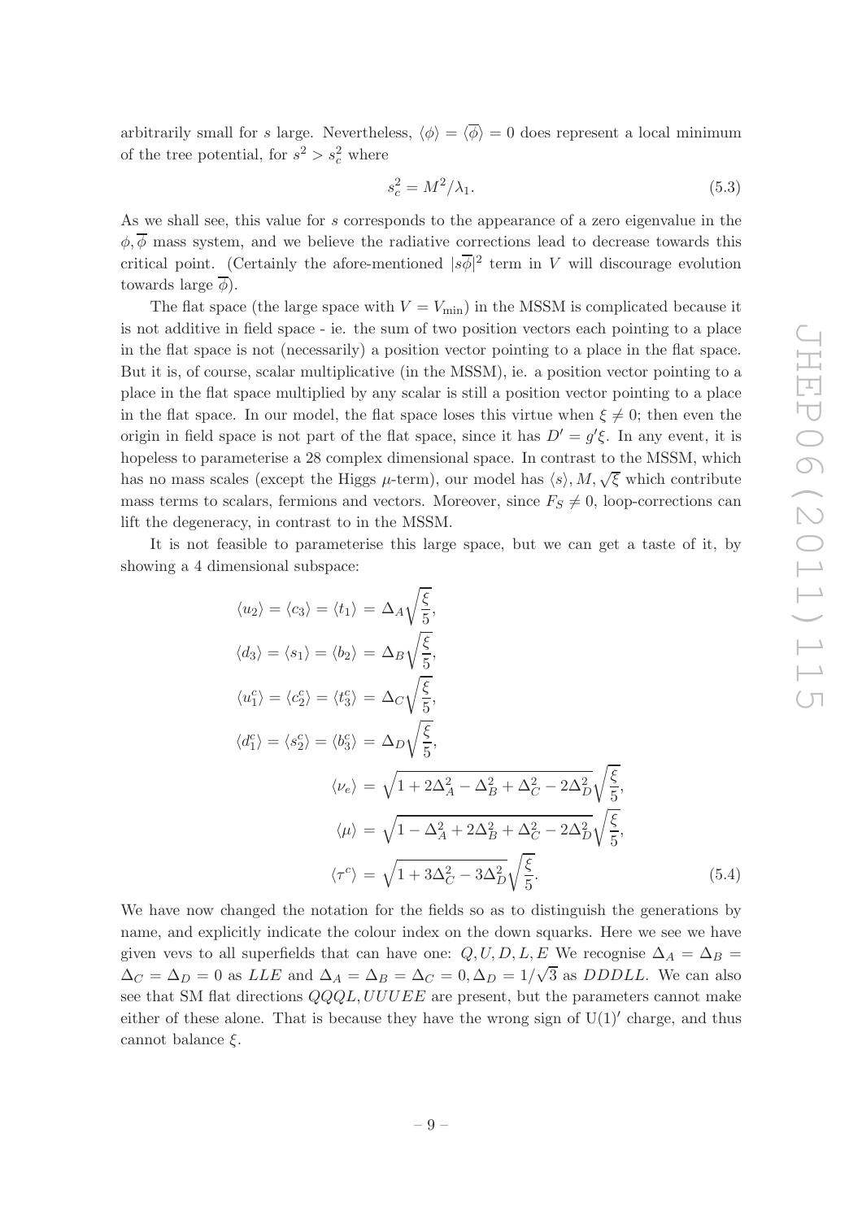arbitrarily small for $s$ large. Nevertheless, $\langle\phi\rangle = \langle\overline{\phi}\rangle = 0$ does represent a local minimum of the tree potential, for $s^2 > s_c^2$ where

$$s_c^2 = M^2/\lambda_1. \tag{5.3}$$

As we shall see, this value for $s$ corresponds to the appearance of a zero eigenvalue in the $\phi, \overline{\phi}$ mass system, and we believe the radiative corrections lead to decrease towards this critical point. (Certainly the afore-mentioned $|s\overline{\phi}|^2$ term in $V$ will discourage evolution towards large $\overline{\phi}$).

The flat space (the large space with $V = V_{\min}$) in the MSSM is complicated because it is not additive in field space - ie. the sum of two position vectors each pointing to a place in the flat space is not (necessarily) a position vector pointing to a place in the flat space. But it is, of course, scalar multiplicative (in the MSSM), ie. a position vector pointing to a place in the flat space multiplied by any scalar is still a position vector pointing to a place in the flat space. In our model, the flat space loses this virtue when $\xi \neq 0$; then even the origin in field space is not part of the flat space, since it has $D' = g'\xi$. In any event, it is hopeless to parameterise a 28 complex dimensional space. In contrast to the MSSM, which has no mass scales (except the Higgs $\mu$-term), our model has $\langle s\rangle, M, \sqrt{\xi}$ which contribute mass terms to scalars, fermions and vectors. Moreover, since $F_S \neq 0$, loop-corrections can lift the degeneracy, in contrast to in the MSSM.

It is not feasible to parameterise this large space, but we can get a taste of it, by showing a 4 dimensional subspace:

$$\begin{aligned}
\langle u_2\rangle = \langle c_3\rangle = \langle t_1\rangle &= \Delta_A\sqrt{\frac{\xi}{5}},\\
\langle d_3\rangle = \langle s_1\rangle = \langle b_2\rangle &= \Delta_B\sqrt{\frac{\xi}{5}},\\
\langle u_1^c\rangle = \langle c_2^c\rangle = \langle t_3^c\rangle &= \Delta_C\sqrt{\frac{\xi}{5}},\\
\langle d_1^c\rangle = \langle s_2^c\rangle = \langle b_3^c\rangle &= \Delta_D\sqrt{\frac{\xi}{5}},\\
\langle\nu_e\rangle &= \sqrt{1+2\Delta_A^2-\Delta_B^2+\Delta_C^2-2\Delta_D^2}\sqrt{\frac{\xi}{5}},\\
\langle\mu\rangle &= \sqrt{1-\Delta_A^2+2\Delta_B^2+\Delta_C^2-2\Delta_D^2}\sqrt{\frac{\xi}{5}},\\
\langle\tau^c\rangle &= \sqrt{1+3\Delta_C^2-3\Delta_D^2}\sqrt{\frac{\xi}{5}}.
\end{aligned} \tag{5.4}$$

We have now changed the notation for the fields so as to distinguish the generations by name, and explicitly indicate the colour index on the down squarks. Here we see we have given vevs to all superfields that can have one: $Q, U, D, L, E$ We recognise $\Delta_A = \Delta_B = \Delta_C = \Delta_D = 0$ as $LLE$ and $\Delta_A = \Delta_B = \Delta_C = 0, \Delta_D = 1/\sqrt{3}$ as $DDDLL$. We can also see that SM flat directions $QQQL, UUUEE$ are present, but the parameters cannot make either of these alone. That is because they have the wrong sign of U(1)$'$ charge, and thus cannot balance $\xi$.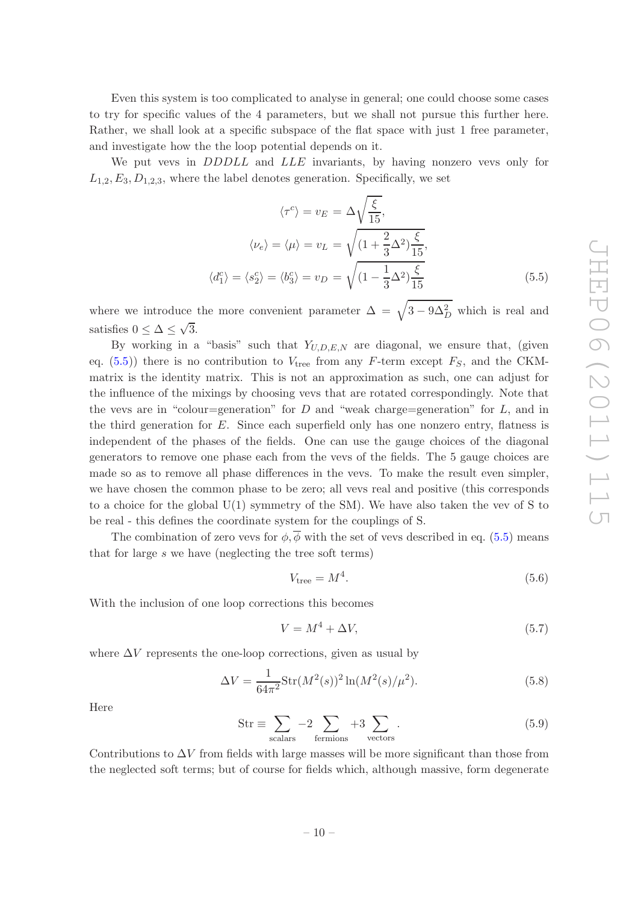Even this system is too complicated to analyse in general; one could choose some cases to try for specific values of the 4 parameters, but we shall not pursue this further here. Rather, we shall look at a specific subspace of the flat space with just 1 free parameter, and investigate how the the loop potential depends on it.

We put vevs in $DDDLL$ and $LLE$ invariants, by having nonzero vevs only for $L_{1,2}, E_3, D_{1,2,3}$, where the label denotes generation. Specifically, we set

$$
\begin{aligned}
\langle \tau^c \rangle = v_E &= \Delta \sqrt{\frac{\xi}{15}}, \\
\langle \nu_e \rangle = \langle \mu \rangle = v_L &= \sqrt{(1 + \frac{2}{3}\Delta^2)\frac{\xi}{15}}, \\
\langle d_1^c \rangle = \langle s_2^c \rangle = \langle b_3^c \rangle = v_D &= \sqrt{(1 - \frac{1}{3}\Delta^2)\frac{\xi}{15}}
\end{aligned}
\tag{5.5}
$$

where we introduce the more convenient parameter $\Delta = \sqrt{3 - 9\Delta_D^2}$ which is real and satisfies $0 \leq \Delta \leq \sqrt{3}$.

By working in a "basis" such that $Y_{U,D,E,N}$ are diagonal, we ensure that, (given eq. (5.5)) there is no contribution to $V_{\rm tree}$ from any $F$-term except $F_S$, and the CKM-matrix is the identity matrix. This is not an approximation as such, one can adjust for the influence of the mixings by choosing vevs that are rotated correspondingly. Note that the vevs are in "colour=generation" for $D$ and "weak charge=generation" for $L$, and in the third generation for $E$. Since each superfield only has one nonzero entry, flatness is independent of the phases of the fields. One can use the gauge choices of the diagonal generators to remove one phase each from the vevs of the fields. The 5 gauge choices are made so as to remove all phase differences in the vevs. To make the result even simpler, we have chosen the common phase to be zero; all vevs real and positive (this corresponds to a choice for the global U(1) symmetry of the SM). We have also taken the vev of S to be real - this defines the coordinate system for the couplings of S.

The combination of zero vevs for $\phi, \overline{\phi}$ with the set of vevs described in eq. (5.5) means that for large $s$ we have (neglecting the tree soft terms)

$$
V_{\rm tree} = M^4. \tag{5.6}
$$

With the inclusion of one loop corrections this becomes

$$
V = M^4 + \Delta V, \tag{5.7}
$$

where $\Delta V$ represents the one-loop corrections, given as usual by

$$
\Delta V = \frac{1}{64\pi^2} {\rm Str}(M^2(s))^2 \ln(M^2(s)/\mu^2). \tag{5.8}
$$

Here

$$
{\rm Str} \equiv \sum_{\rm scalars} -2 \sum_{\rm fermions} +3 \sum_{\rm vectors}. \tag{5.9}
$$

Contributions to $\Delta V$ from fields with large masses will be more significant than those from the neglected soft terms; but of course for fields which, although massive, form degenerate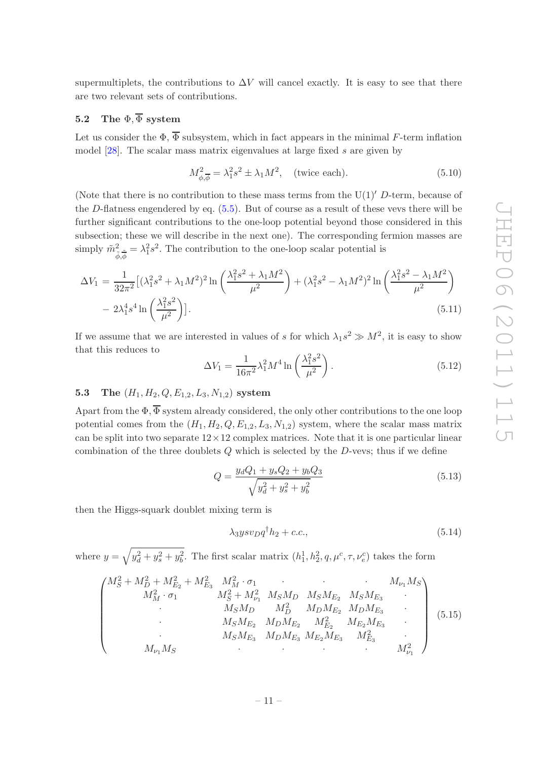supermultiplets, the contributions to $\Delta V$ will cancel exactly. It is easy to see that there are two relevant sets of contributions.

### 5.2 The $\Phi, \overline{\Phi}$ system

Let us consider the $\Phi, \overline{\Phi}$ subsystem, which in fact appears in the minimal $F$-term inflation model [28]. The scalar mass matrix eigenvalues at large fixed $s$ are given by

$$M^2_{\phi,\overline{\phi}} = \lambda_1^2 s^2 \pm \lambda_1 M^2, \quad \text{(twice each)}. \tag{5.10}$$

(Note that there is no contribution to these mass terms from the $\mathrm{U}(1)'$ $D$-term, because of the $D$-flatness engendered by eq. (5.5). But of course as a result of these vevs there will be further significant contributions to the one-loop potential beyond those considered in this subsection; these we will describe in the next one). The corresponding fermion masses are simply $\tilde{m}^2_{\tilde{\phi},\tilde{\overline{\phi}}} = \lambda_1^2 s^2$. The contribution to the one-loop scalar potential is

$$\begin{aligned}\Delta V_1 = \frac{1}{32\pi^2}\big[&(\lambda_1^2 s^2 + \lambda_1 M^2)^2 \ln\left(\frac{\lambda_1^2 s^2 + \lambda_1 M^2}{\mu^2}\right) + (\lambda_1^2 s^2 - \lambda_1 M^2)^2 \ln\left(\frac{\lambda_1^2 s^2 - \lambda_1 M^2}{\mu^2}\right) \\ &- 2\lambda_1^4 s^4 \ln\left(\frac{\lambda_1^2 s^2}{\mu^2}\right)\big].\end{aligned} \tag{5.11}$$

If we assume that we are interested in values of $s$ for which $\lambda_1 s^2 \gg M^2$, it is easy to show that this reduces to

$$\Delta V_1 = \frac{1}{16\pi^2}\lambda_1^2 M^4 \ln\left(\frac{\lambda_1^2 s^2}{\mu^2}\right). \tag{5.12}$$

### 5.3 The $(H_1, H_2, Q, E_{1,2}, L_3, N_{1,2})$ system

Apart from the $\Phi, \overline{\Phi}$ system already considered, the only other contributions to the one loop potential comes from the $(H_1, H_2, Q, E_{1,2}, L_3, N_{1,2})$ system, where the scalar mass matrix can be split into two separate $12 \times 12$ complex matrices. Note that it is one particular linear combination of the three doublets $Q$ which is selected by the $D$-vevs; thus if we define

$$Q = \frac{y_d Q_1 + y_s Q_2 + y_b Q_3}{\sqrt{y_d^2 + y_s^2 + y_b^2}} \tag{5.13}$$

then the Higgs-squark doublet mixing term is

$$\lambda_3 y s v_D q^\dagger h_2 + c.c., \tag{5.14}$$

where $y = \sqrt{y_d^2 + y_s^2 + y_b^2}$. The first scalar matrix $(h_1^1, h_2^2, q, \mu^c, \tau, \nu_e^c)$ takes the form

$$\begin{pmatrix} M_S^2 + M_D^2 + M_{E_2}^2 + M_{E_3}^2 & M_M^2 \cdot \sigma_1 & \cdot & \cdot & \cdot & M_{\nu_1} M_S \\ M_M^2 \cdot \sigma_1 & M_S^2 + M_{\nu_1}^2 & M_S M_D & M_S M_{E_2} & M_S M_{E_3} & \cdot \\ \cdot & M_S M_D & M_D^2 & M_D M_{E_2} & M_D M_{E_3} & \cdot \\ \cdot & M_S M_{E_2} & M_D M_{E_2} & M_{E_2}^2 & M_{E_2} M_{E_3} & \cdot \\ \cdot & M_S M_{E_3} & M_D M_{E_3} & M_{E_2} M_{E_3} & M_{E_3}^2 & \cdot \\ M_{\nu_1} M_S & \cdot & \cdot & \cdot & \cdot & M_{\nu_1}^2 \end{pmatrix} \tag{5.15}$$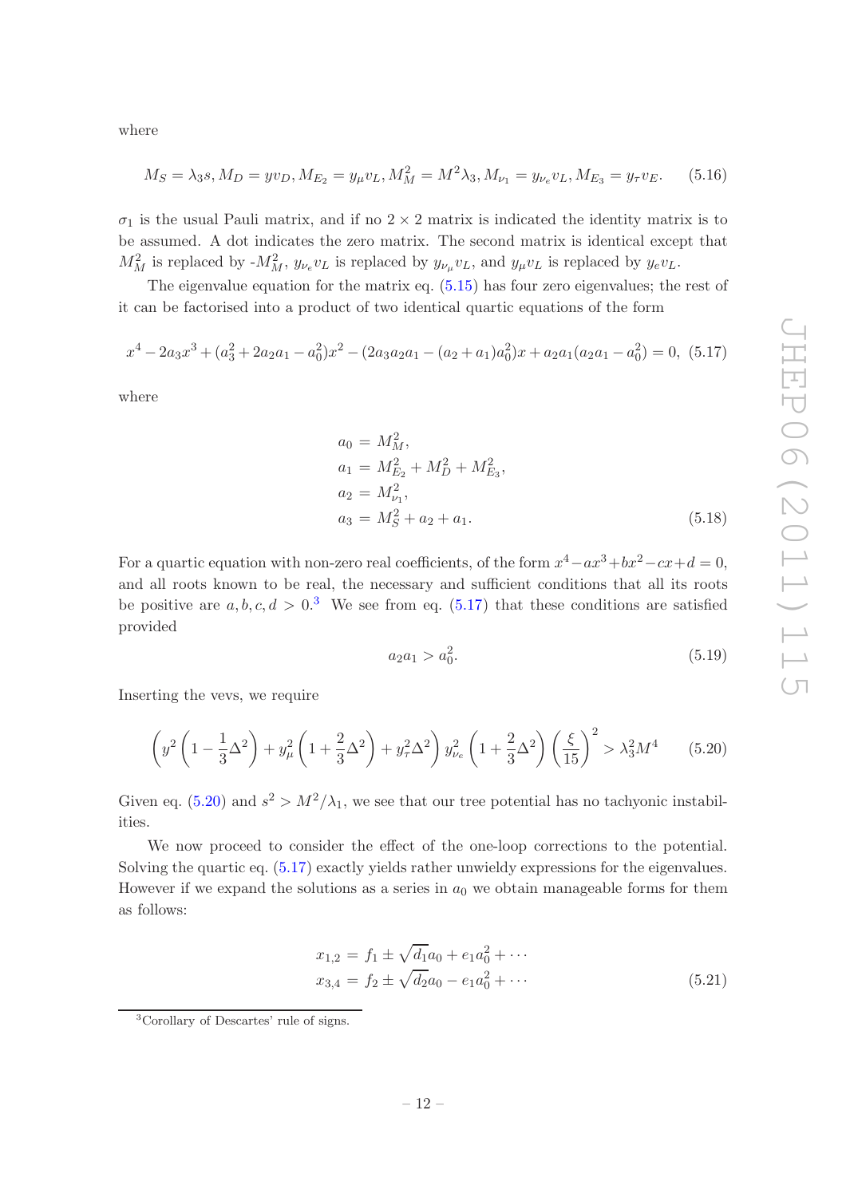where

$$M_S = \lambda_3 s, M_D = y v_D, M_{E_2} = y_\mu v_L, M_M^2 = M^2 \lambda_3, M_{\nu_1} = y_{\nu_e} v_L, M_{E_3} = y_\tau v_E. \tag{5.16}$$

$\sigma_1$ is the usual Pauli matrix, and if no $2 \times 2$ matrix is indicated the identity matrix is to be assumed. A dot indicates the zero matrix. The second matrix is identical except that $M_M^2$ is replaced by $-M_M^2$, $y_{\nu_e} v_L$ is replaced by $y_{\nu_\mu} v_L$, and $y_\mu v_L$ is replaced by $y_e v_L$.

The eigenvalue equation for the matrix eq. (5.15) has four zero eigenvalues; the rest of it can be factorised into a product of two identical quartic equations of the form

$$x^4 - 2a_3 x^3 + (a_3^2 + 2a_2 a_1 - a_0^2) x^2 - (2a_3 a_2 a_1 - (a_2 + a_1) a_0^2) x + a_2 a_1 (a_2 a_1 - a_0^2) = 0, \tag{5.17}$$

where

$$\begin{aligned} a_0 &= M_M^2, \\ a_1 &= M_{E_2}^2 + M_D^2 + M_{E_3}^2, \\ a_2 &= M_{\nu_1}^2, \\ a_3 &= M_S^2 + a_2 + a_1. \end{aligned} \tag{5.18}$$

For a quartic equation with non-zero real coefficients, of the form $x^4 - a x^3 + b x^2 - c x + d = 0$, and all roots known to be real, the necessary and sufficient conditions that all its roots be positive are $a, b, c, d > 0$.[3] We see from eq. (5.17) that these conditions are satisfied provided

$$a_2 a_1 > a_0^2. \tag{5.19}$$

Inserting the vevs, we require

$$\left( y^2 \left( 1 - \frac{1}{3}\Delta^2 \right) + y_\mu^2 \left( 1 + \frac{2}{3}\Delta^2 \right) + y_\tau^2 \Delta^2 \right) y_{\nu_e}^2 \left( 1 + \frac{2}{3}\Delta^2 \right) \left( \frac{\xi}{15} \right)^2 > \lambda_3^2 M^4 \tag{5.20}$$

Given eq. (5.20) and $s^2 > M^2/\lambda_1$, we see that our tree potential has no tachyonic instabilities.

We now proceed to consider the effect of the one-loop corrections to the potential. Solving the quartic eq. (5.17) exactly yields rather unwieldy expressions for the eigenvalues. However if we expand the solutions as a series in $a_0$ we obtain manageable forms for them as follows:

$$\begin{aligned} x_{1,2} &= f_1 \pm \sqrt{d_1} a_0 + e_1 a_0^2 + \cdots \\ x_{3,4} &= f_2 \pm \sqrt{d_2} a_0 - e_1 a_0^2 + \cdots \end{aligned} \tag{5.21}$$

[3] Corollary of Descartes' rule of signs.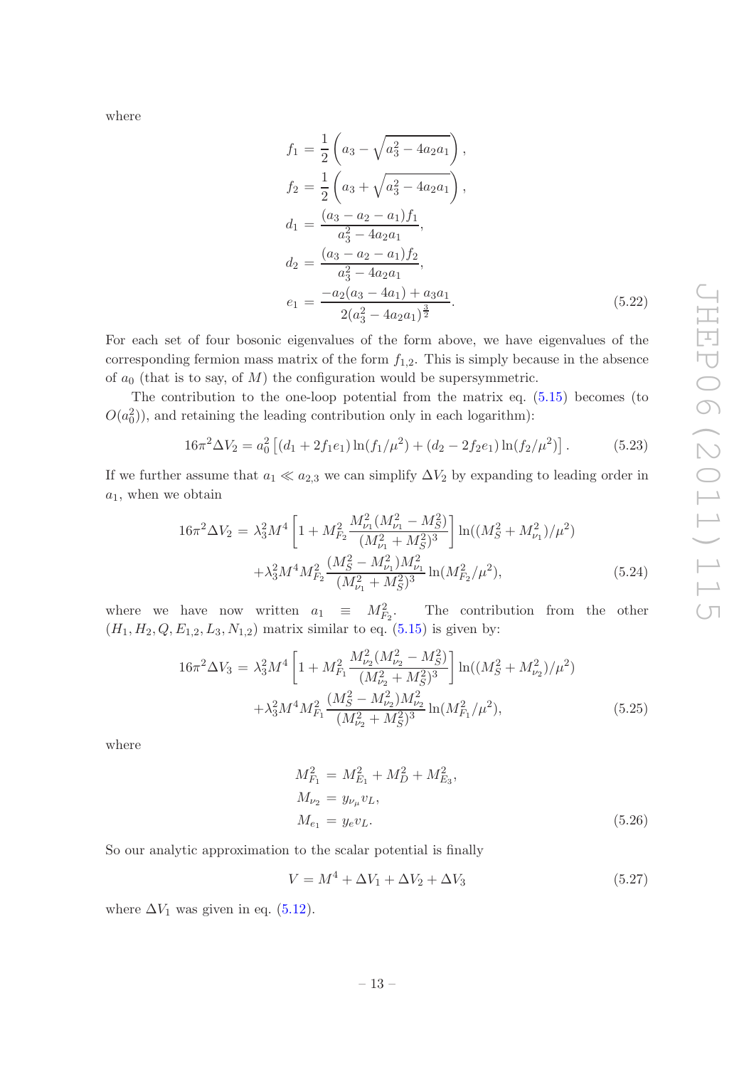where

$$
\begin{aligned}
f_1 &= \frac{1}{2}\left(a_3 - \sqrt{a_3^2 - 4a_2a_1}\right), \\
f_2 &= \frac{1}{2}\left(a_3 + \sqrt{a_3^2 - 4a_2a_1}\right), \\
d_1 &= \frac{(a_3 - a_2 - a_1)f_1}{a_3^2 - 4a_2a_1}, \\
d_2 &= \frac{(a_3 - a_2 - a_1)f_2}{a_3^2 - 4a_2a_1}, \\
e_1 &= \frac{-a_2(a_3 - 4a_1) + a_3a_1}{2(a_3^2 - 4a_2a_1)^{\frac{3}{2}}}.
\end{aligned}
\tag{5.22}
$$

For each set of four bosonic eigenvalues of the form above, we have eigenvalues of the corresponding fermion mass matrix of the form $f_{1,2}$. This is simply because in the absence of $a_0$ (that is to say, of $M$) the configuration would be supersymmetric.

The contribution to the one-loop potential from the matrix eq. (5.15) becomes (to $O(a_0^2)$), and retaining the leading contribution only in each logarithm):

$$
16\pi^2 \Delta V_2 = a_0^2 \left[(d_1 + 2f_1e_1)\ln(f_1/\mu^2) + (d_2 - 2f_2e_1)\ln(f_2/\mu^2)\right]. \tag{5.23}
$$

If we further assume that $a_1 \ll a_{2,3}$ we can simplify $\Delta V_2$ by expanding to leading order in $a_1$, when we obtain

$$
\begin{aligned}
16\pi^2 \Delta V_2 &= \lambda_3^2 M^4 \left[1 + M_{F_2}^2 \frac{M_{\nu_1}^2(M_{\nu_1}^2 - M_S^2)}{(M_{\nu_1}^2 + M_S^2)^3}\right] \ln((M_S^2 + M_{\nu_1}^2)/\mu^2) \\
&\quad + \lambda_3^2 M^4 M_{F_2}^2 \frac{(M_S^2 - M_{\nu_1}^2)M_{\nu_1}^2}{(M_{\nu_1}^2 + M_S^2)^3} \ln(M_{F_2}^2/\mu^2),
\end{aligned}
\tag{5.24}
$$

where we have now written $a_1 \equiv M_{F_2}^2$. The contribution from the other $(H_1, H_2, Q, E_{1,2}, L_3, N_{1,2})$ matrix similar to eq. (5.15) is given by:

$$
\begin{aligned}
16\pi^2 \Delta V_3 &= \lambda_3^2 M^4 \left[1 + M_{F_1}^2 \frac{M_{\nu_2}^2(M_{\nu_2}^2 - M_S^2)}{(M_{\nu_2}^2 + M_S^2)^3}\right] \ln((M_S^2 + M_{\nu_2}^2)/\mu^2) \\
&\quad + \lambda_3^2 M^4 M_{F_1}^2 \frac{(M_S^2 - M_{\nu_2}^2)M_{\nu_2}^2}{(M_{\nu_2}^2 + M_S^2)^3} \ln(M_{F_1}^2/\mu^2),
\end{aligned}
\tag{5.25}
$$

where

$$
\begin{aligned}
M_{F_1}^2 &= M_{E_1}^2 + M_D^2 + M_{E_3}^2, \\
M_{\nu_2} &= y_{\nu_\mu} v_L, \\
M_{e_1} &= y_e v_L.
\end{aligned}
\tag{5.26}
$$

So our analytic approximation to the scalar potential is finally

$$
V = M^4 + \Delta V_1 + \Delta V_2 + \Delta V_3 \tag{5.27}
$$

where $\Delta V_1$ was given in eq. (5.12).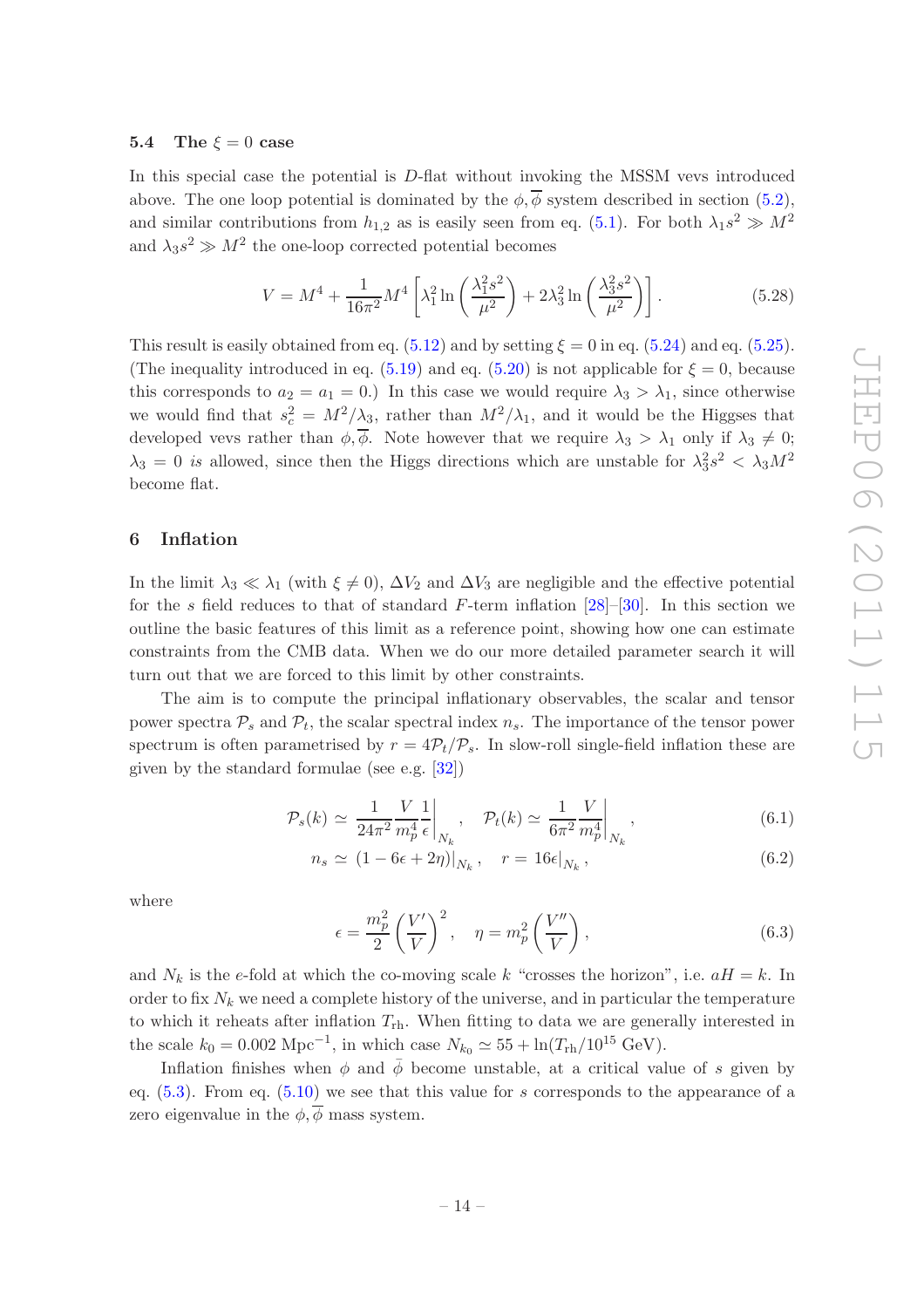### 5.4 The $\xi = 0$ case

In this special case the potential is $D$-flat without invoking the MSSM vevs introduced above. The one loop potential is dominated by the $\phi, \overline{\phi}$ system described in section (5.2), and similar contributions from $h_{1,2}$ as is easily seen from eq. (5.1). For both $\lambda_1 s^2 \gg M^2$ and $\lambda_3 s^2 \gg M^2$ the one-loop corrected potential becomes

$$V = M^4 + \frac{1}{16\pi^2} M^4 \left[ \lambda_1^2 \ln\left(\frac{\lambda_1^2 s^2}{\mu^2}\right) + 2\lambda_3^2 \ln\left(\frac{\lambda_3^2 s^2}{\mu^2}\right) \right]. \tag{5.28}$$

This result is easily obtained from eq. (5.12) and by setting $\xi = 0$ in eq. (5.24) and eq. (5.25). (The inequality introduced in eq. (5.19) and eq. (5.20) is not applicable for $\xi = 0$, because this corresponds to $a_2 = a_1 = 0$.) In this case we would require $\lambda_3 > \lambda_1$, since otherwise we would find that $s_c^2 = M^2/\lambda_3$, rather than $M^2/\lambda_1$, and it would be the Higgses that developed vevs rather than $\phi, \overline{\phi}$. Note however that we require $\lambda_3 > \lambda_1$ only if $\lambda_3 \neq 0$; $\lambda_3 = 0$ *is* allowed, since then the Higgs directions which are unstable for $\lambda_3^2 s^2 < \lambda_3 M^2$ become flat.

## 6 Inflation

In the limit $\lambda_3 \ll \lambda_1$ (with $\xi \neq 0$), $\Delta V_2$ and $\Delta V_3$ are negligible and the effective potential for the $s$ field reduces to that of standard $F$-term inflation [28]–[30]. In this section we outline the basic features of this limit as a reference point, showing how one can estimate constraints from the CMB data. When we do our more detailed parameter search it will turn out that we are forced to this limit by other constraints.

The aim is to compute the principal inflationary observables, the scalar and tensor power spectra $\mathcal{P}_s$ and $\mathcal{P}_t$, the scalar spectral index $n_s$. The importance of the tensor power spectrum is often parametrised by $r = 4\mathcal{P}_t/\mathcal{P}_s$. In slow-roll single-field inflation these are given by the standard formulae (see e.g. [32])

$$\mathcal{P}_s(k) \simeq \left.\frac{1}{24\pi^2}\frac{V}{m_p^4}\frac{1}{\epsilon}\right|_{N_k}, \quad \mathcal{P}_t(k) \simeq \left.\frac{1}{6\pi^2}\frac{V}{m_p^4}\right|_{N_k}, \tag{6.1}$$

$$n_s \simeq (1 - 6\epsilon + 2\eta)|_{N_k}, \quad r = 16\epsilon|_{N_k}, \tag{6.2}$$

where

$$\epsilon = \frac{m_p^2}{2}\left(\frac{V'}{V}\right)^2, \quad \eta = m_p^2\left(\frac{V''}{V}\right), \tag{6.3}$$

and $N_k$ is the $e$-fold at which the co-moving scale $k$ "crosses the horizon", i.e. $aH = k$. In order to fix $N_k$ we need a complete history of the universe, and in particular the temperature to which it reheats after inflation $T_{\rm rh}$. When fitting to data we are generally interested in the scale $k_0 = 0.002\ \text{Mpc}^{-1}$, in which case $N_{k_0} \simeq 55 + \ln(T_{\rm rh}/10^{15}\ \text{GeV})$.

Inflation finishes when $\phi$ and $\bar{\phi}$ become unstable, at a critical value of $s$ given by eq. (5.3). From eq. (5.10) we see that this value for $s$ corresponds to the appearance of a zero eigenvalue in the $\phi, \overline{\phi}$ mass system.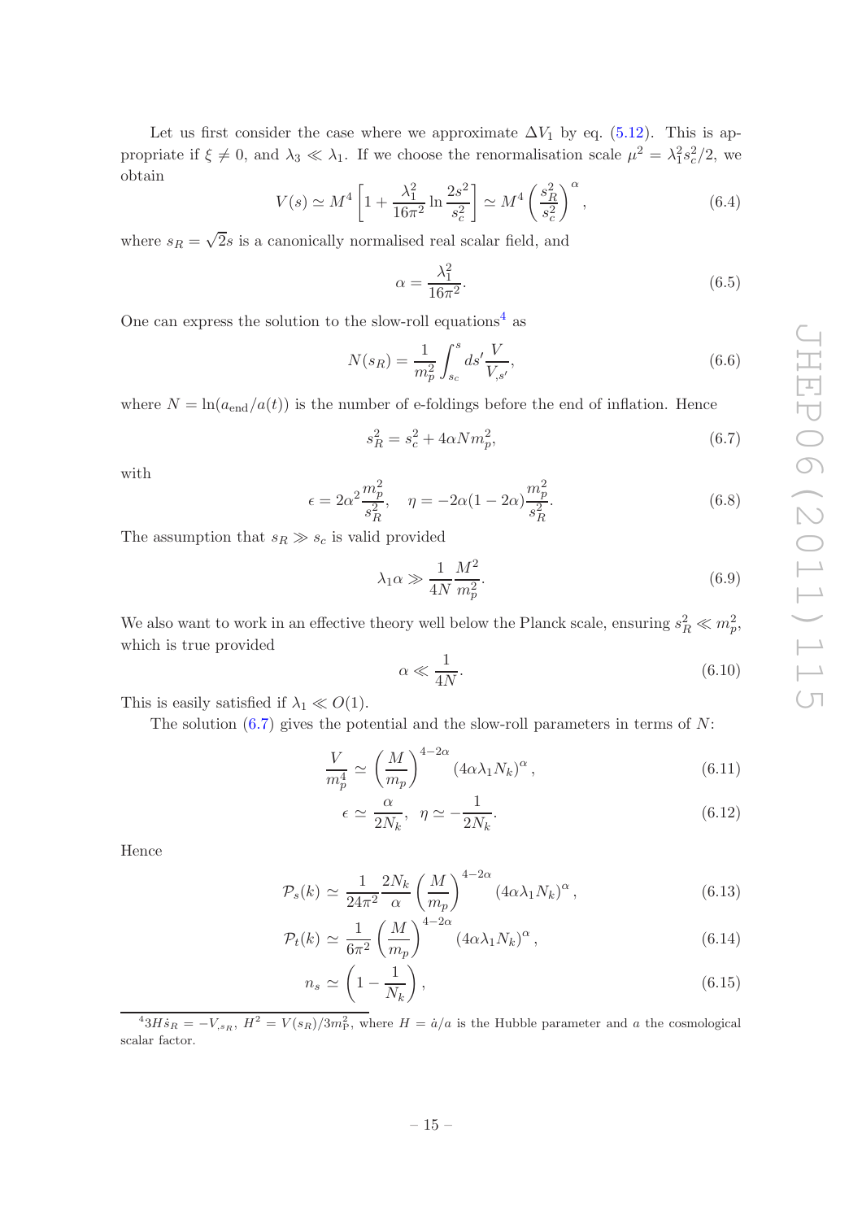Let us first consider the case where we approximate $\Delta V_1$ by eq. (5.12). This is appropriate if $\xi \neq 0$, and $\lambda_3 \ll \lambda_1$. If we choose the renormalisation scale $\mu^2 = \lambda_1^2 s_c^2/2$, we obtain

$$V(s) \simeq M^4 \left[1 + \frac{\lambda_1^2}{16\pi^2} \ln \frac{2s^2}{s_c^2}\right] \simeq M^4 \left(\frac{s_R^2}{s_c^2}\right)^\alpha, \tag{6.4}$$

where $s_R = \sqrt{2}s$ is a canonically normalised real scalar field, and

$$\alpha = \frac{\lambda_1^2}{16\pi^2}. \tag{6.5}$$

One can express the solution to the slow-roll equations[4] as

$$N(s_R) = \frac{1}{m_p^2} \int_{s_c}^{s} ds' \frac{V}{V_{,s'}}, \tag{6.6}$$

where $N = \ln(a_{\text{end}}/a(t))$ is the number of e-foldings before the end of inflation. Hence

$$s_R^2 = s_c^2 + 4\alpha N m_p^2, \tag{6.7}$$

with

$$\epsilon = 2\alpha^2 \frac{m_p^2}{s_R^2}, \quad \eta = -2\alpha(1-2\alpha)\frac{m_p^2}{s_R^2}. \tag{6.8}$$

The assumption that $s_R \gg s_c$ is valid provided

$$\lambda_1 \alpha \gg \frac{1}{4N} \frac{M^2}{m_p^2}. \tag{6.9}$$

We also want to work in an effective theory well below the Planck scale, ensuring $s_R^2 \ll m_p^2$, which is true provided

$$\alpha \ll \frac{1}{4N}. \tag{6.10}$$

This is easily satisfied if $\lambda_1 \ll O(1)$.

The solution (6.7) gives the potential and the slow-roll parameters in terms of $N$:

$$\frac{V}{m_p^4} \simeq \left(\frac{M}{m_p}\right)^{4-2\alpha} (4\alpha\lambda_1 N_k)^\alpha, \tag{6.11}$$

$$\epsilon \simeq \frac{\alpha}{2N_k}, \quad \eta \simeq -\frac{1}{2N_k}. \tag{6.12}$$

Hence

$$\mathcal{P}_s(k) \simeq \frac{1}{24\pi^2} \frac{2N_k}{\alpha} \left(\frac{M}{m_p}\right)^{4-2\alpha} (4\alpha\lambda_1 N_k)^\alpha, \tag{6.13}$$

$$\mathcal{P}_t(k) \simeq \frac{1}{6\pi^2} \left(\frac{M}{m_p}\right)^{4-2\alpha} (4\alpha\lambda_1 N_k)^\alpha, \tag{6.14}$$

$$n_s \simeq \left(1 - \frac{1}{N_k}\right), \tag{6.15}$$

[4] $3H\dot{s}_R = -V_{,s_R}$, $H^2 = V(s_R)/3m_{\text{P}}^2$, where $H = \dot{a}/a$ is the Hubble parameter and $a$ the cosmological scalar factor.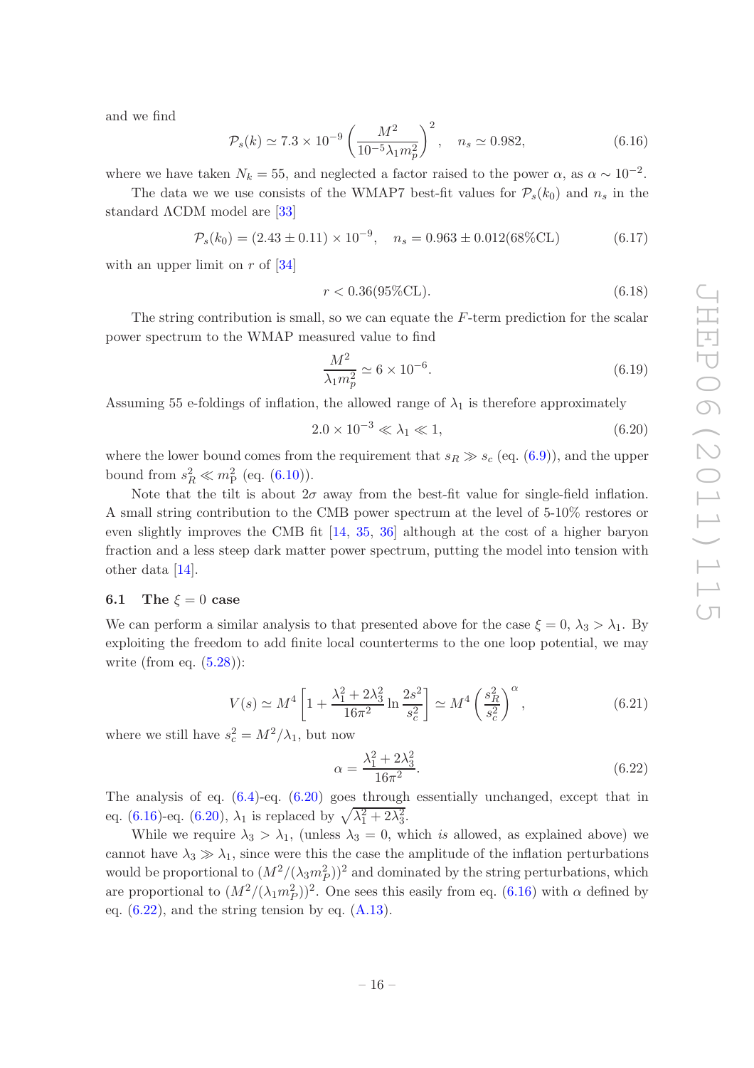and we find

$$\mathcal{P}_s(k) \simeq 7.3 \times 10^{-9} \left( \frac{M^2}{10^{-5}\lambda_1 m_p^2} \right)^2, \quad n_s \simeq 0.982, \tag{6.16}$$

where we have taken $N_k = 55$, and neglected a factor raised to the power $\alpha$, as $\alpha \sim 10^{-2}$.

The data we we use consists of the WMAP7 best-fit values for $\mathcal{P}_s(k_0)$ and $n_s$ in the standard ΛCDM model are [33]

$$\mathcal{P}_s(k_0) = (2.43 \pm 0.11) \times 10^{-9}, \quad n_s = 0.963 \pm 0.012 (68\%\text{CL}) \tag{6.17}$$

with an upper limit on $r$ of [34]

$$r < 0.36 (95\%\text{CL}). \tag{6.18}$$

The string contribution is small, so we can equate the $F$-term prediction for the scalar power spectrum to the WMAP measured value to find

$$\frac{M^2}{\lambda_1 m_p^2} \simeq 6 \times 10^{-6}. \tag{6.19}$$

Assuming 55 e-foldings of inflation, the allowed range of $\lambda_1$ is therefore approximately

$$2.0 \times 10^{-3} \ll \lambda_1 \ll 1, \tag{6.20}$$

where the lower bound comes from the requirement that $s_R \gg s_c$ (eq. (6.9)), and the upper bound from $s_R^2 \ll m_\text{P}^2$ (eq. (6.10)).

Note that the tilt is about $2\sigma$ away from the best-fit value for single-field inflation. A small string contribution to the CMB power spectrum at the level of 5-10% restores or even slightly improves the CMB fit [14, 35, 36] although at the cost of a higher baryon fraction and a less steep dark matter power spectrum, putting the model into tension with other data [14].

### 6.1 The $\xi = 0$ case

We can perform a similar analysis to that presented above for the case $\xi = 0$, $\lambda_3 > \lambda_1$. By exploiting the freedom to add finite local counterterms to the one loop potential, we may write (from eq. (5.28)):

$$V(s) \simeq M^4 \left[ 1 + \frac{\lambda_1^2 + 2\lambda_3^2}{16\pi^2} \ln \frac{2s^2}{s_c^2} \right] \simeq M^4 \left( \frac{s_R^2}{s_c^2} \right)^\alpha, \tag{6.21}$$

where we still have $s_c^2 = M^2/\lambda_1$, but now

$$\alpha = \frac{\lambda_1^2 + 2\lambda_3^2}{16\pi^2}. \tag{6.22}$$

The analysis of eq. (6.4)-eq. (6.20) goes through essentially unchanged, except that in eq. (6.16)-eq. (6.20), $\lambda_1$ is replaced by $\sqrt{\lambda_1^2 + 2\lambda_3^2}$.

While we require $\lambda_3 > \lambda_1$, (unless $\lambda_3 = 0$, which *is* allowed, as explained above) we cannot have $\lambda_3 \gg \lambda_1$, since were this the case the amplitude of the inflation perturbations would be proportional to $(M^2/(\lambda_3 m_P^2))^2$ and dominated by the string perturbations, which are proportional to $(M^2/(\lambda_1 m_P^2))^2$. One sees this easily from eq. (6.16) with $\alpha$ defined by eq. (6.22), and the string tension by eq. (A.13).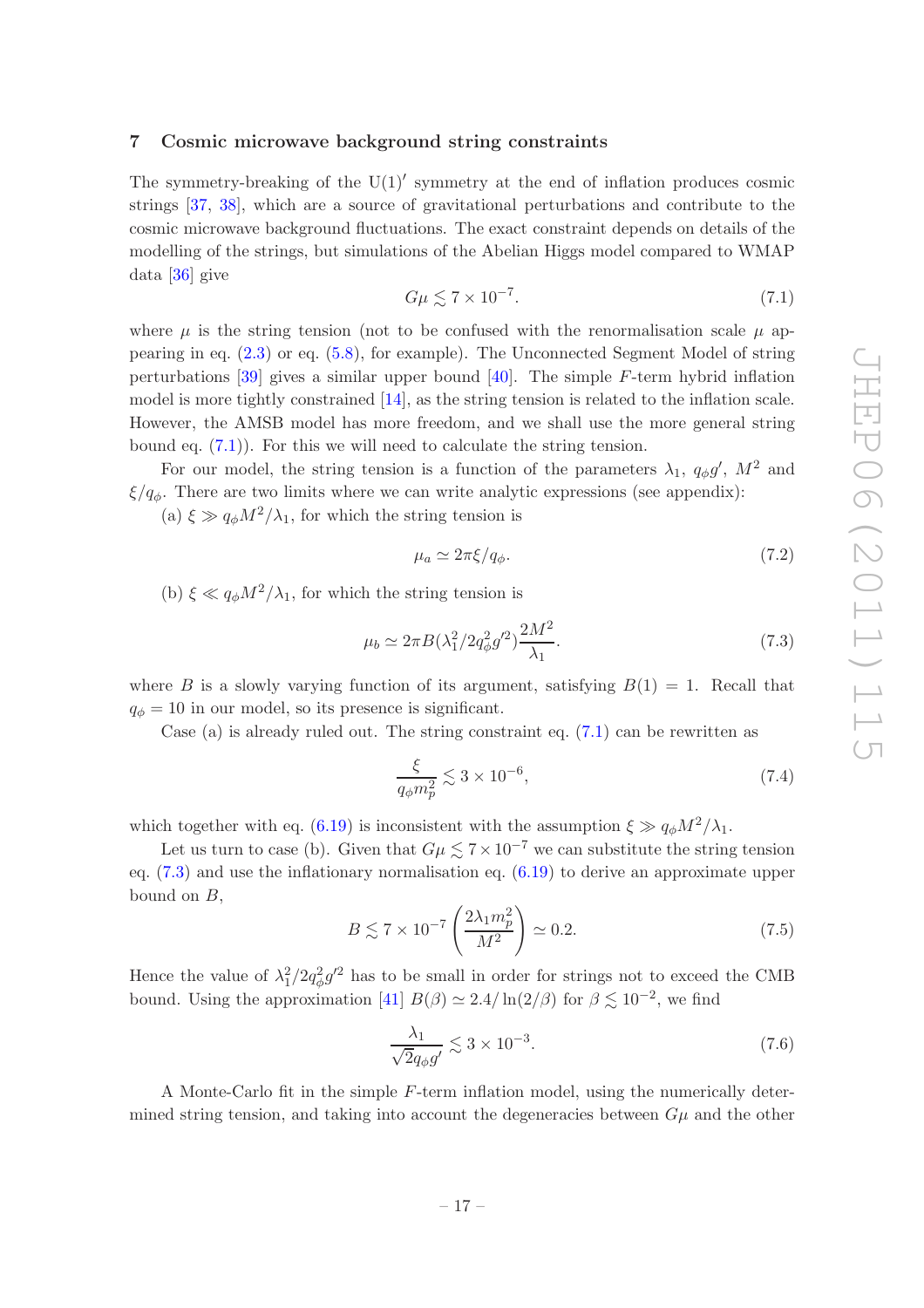## 7 Cosmic microwave background string constraints

The symmetry-breaking of the $\mathrm{U}(1)'$ symmetry at the end of inflation produces cosmic strings [37, 38], which are a source of gravitational perturbations and contribute to the cosmic microwave background fluctuations. The exact constraint depends on details of the modelling of the strings, but simulations of the Abelian Higgs model compared to WMAP data [36] give

$$G\mu \lesssim 7 \times 10^{-7}. \tag{7.1}$$

where $\mu$ is the string tension (not to be confused with the renormalisation scale $\mu$ appearing in eq. (2.3) or eq. (5.8), for example). The Unconnected Segment Model of string perturbations [39] gives a similar upper bound [40]. The simple $F$-term hybrid inflation model is more tightly constrained [14], as the string tension is related to the inflation scale. However, the AMSB model has more freedom, and we shall use the more general string bound eq. (7.1)). For this we will need to calculate the string tension.

For our model, the string tension is a function of the parameters $\lambda_1$, $q_\phi g'$, $M^2$ and $\xi/q_\phi$. There are two limits where we can write analytic expressions (see appendix):

(a) $\xi \gg q_\phi M^2/\lambda_1$, for which the string tension is

$$\mu_a \simeq 2\pi\xi/q_\phi. \tag{7.2}$$

(b) $\xi \ll q_\phi M^2/\lambda_1$, for which the string tension is

$$\mu_b \simeq 2\pi B(\lambda_1^2/2q_\phi^2 g'^2)\frac{2M^2}{\lambda_1}. \tag{7.3}$$

where $B$ is a slowly varying function of its argument, satisfying $B(1) = 1$. Recall that $q_\phi = 10$ in our model, so its presence is significant.

Case (a) is already ruled out. The string constraint eq. (7.1) can be rewritten as

$$\frac{\xi}{q_\phi m_p^2} \lesssim 3 \times 10^{-6}, \tag{7.4}$$

which together with eq. (6.19) is inconsistent with the assumption $\xi \gg q_\phi M^2/\lambda_1$.

Let us turn to case (b). Given that $G\mu \lesssim 7 \times 10^{-7}$ we can substitute the string tension eq. (7.3) and use the inflationary normalisation eq. (6.19) to derive an approximate upper bound on $B$,

$$B \lesssim 7 \times 10^{-7}\left(\frac{2\lambda_1 m_p^2}{M^2}\right) \simeq 0.2. \tag{7.5}$$

Hence the value of $\lambda_1^2/2q_\phi^2 g'^2$ has to be small in order for strings not to exceed the CMB bound. Using the approximation [41] $B(\beta) \simeq 2.4/\ln(2/\beta)$ for $\beta \lesssim 10^{-2}$, we find

$$\frac{\lambda_1}{\sqrt{2}q_\phi g'} \lesssim 3 \times 10^{-3}. \tag{7.6}$$

A Monte-Carlo fit in the simple $F$-term inflation model, using the numerically determined string tension, and taking into account the degeneracies between $G\mu$ and the other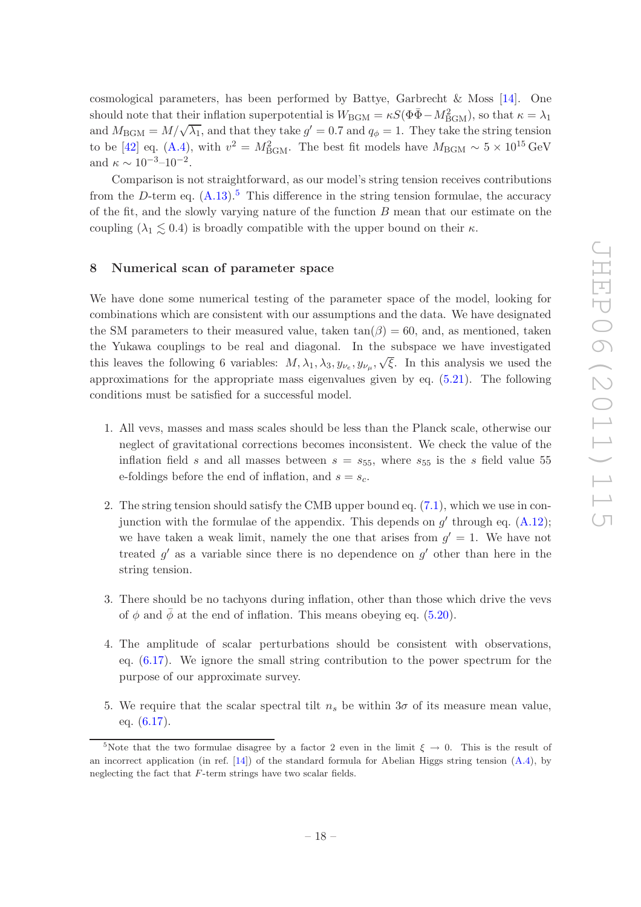cosmological parameters, has been performed by Battye, Garbrecht & Moss [14]. One should note that their inflation superpotential is $W_{\rm BGM} = \kappa S(\Phi\bar{\Phi} - M_{\rm BGM}^2)$, so that $\kappa = \lambda_1$ and $M_{\rm BGM} = M/\sqrt{\lambda_1}$, and that they take $g' = 0.7$ and $q_\phi = 1$. They take the string tension to be [42] eq. (A.4), with $v^2 = M_{\rm BGM}^2$. The best fit models have $M_{\rm BGM} \sim 5 \times 10^{15}\,\text{GeV}$ and $\kappa \sim 10^{-3}$–$10^{-2}$.

Comparison is not straightforward, as our model's string tension receives contributions from the $D$-term eq. (A.13).[5] This difference in the string tension formulae, the accuracy of the fit, and the slowly varying nature of the function $B$ mean that our estimate on the coupling ($\lambda_1 \lesssim 0.4$) is broadly compatible with the upper bound on their $\kappa$.

## 8 Numerical scan of parameter space

We have done some numerical testing of the parameter space of the model, looking for combinations which are consistent with our assumptions and the data. We have designated the SM parameters to their measured value, taken $\tan(\beta) = 60$, and, as mentioned, taken the Yukawa couplings to be real and diagonal. In the subspace we have investigated this leaves the following 6 variables: $M, \lambda_1, \lambda_3, y_{\nu_e}, y_{\nu_\mu}, \sqrt{\xi}$. In this analysis we used the approximations for the appropriate mass eigenvalues given by eq. (5.21). The following conditions must be satisfied for a successful model.

1. All vevs, masses and mass scales should be less than the Planck scale, otherwise our neglect of gravitational corrections becomes inconsistent. We check the value of the inflation field $s$ and all masses between $s = s_{55}$, where $s_{55}$ is the $s$ field value 55 e-foldings before the end of inflation, and $s = s_c$.

2. The string tension should satisfy the CMB upper bound eq. (7.1), which we use in conjunction with the formulae of the appendix. This depends on $g'$ through eq. (A.12); we have taken a weak limit, namely the one that arises from $g' = 1$. We have not treated $g'$ as a variable since there is no dependence on $g'$ other than here in the string tension.

3. There should be no tachyons during inflation, other than those which drive the vevs of $\phi$ and $\bar{\phi}$ at the end of inflation. This means obeying eq. (5.20).

4. The amplitude of scalar perturbations should be consistent with observations, eq. (6.17). We ignore the small string contribution to the power spectrum for the purpose of our approximate survey.

5. We require that the scalar spectral tilt $n_s$ be within $3\sigma$ of its measure mean value, eq. (6.17).

[5]Note that the two formulae disagree by a factor 2 even in the limit $\xi \to 0$. This is the result of an incorrect application (in ref. [14]) of the standard formula for Abelian Higgs string tension (A.4), by neglecting the fact that $F$-term strings have two scalar fields.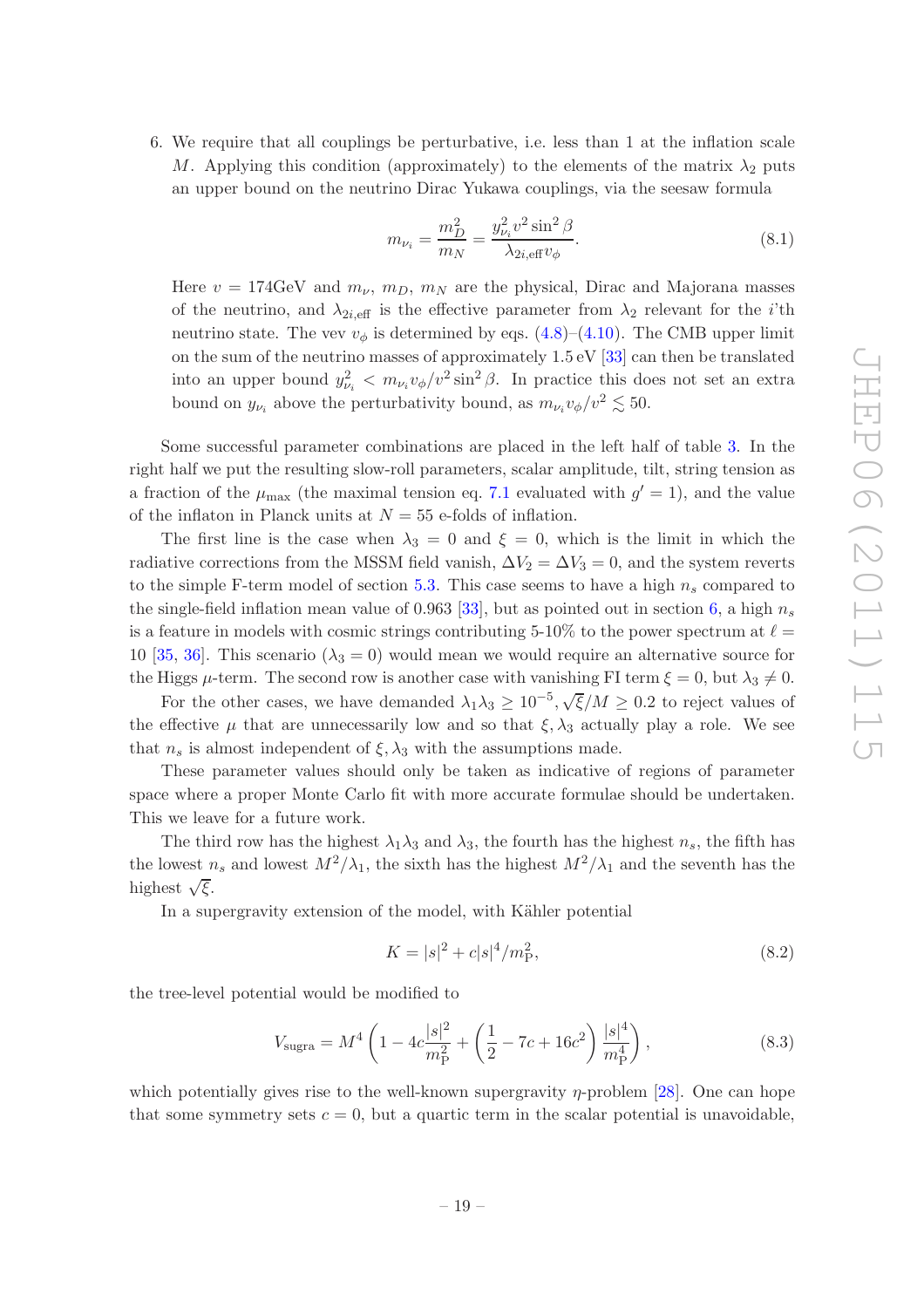6. We require that all couplings be perturbative, i.e. less than 1 at the inflation scale $M$. Applying this condition (approximately) to the elements of the matrix $\lambda_2$ puts an upper bound on the neutrino Dirac Yukawa couplings, via the seesaw formula

$$m_{\nu_i} = \frac{m_D^2}{m_N} = \frac{y_{\nu_i}^2 v^2 \sin^2 \beta}{\lambda_{2i,\mathrm{eff}} v_\phi}. \tag{8.1}$$

   Here $v = 174\mathrm{GeV}$ and $m_\nu$, $m_D$, $m_N$ are the physical, Dirac and Majorana masses of the neutrino, and $\lambda_{2i,\mathrm{eff}}$ is the effective parameter from $\lambda_2$ relevant for the $i$'th neutrino state. The vev $v_\phi$ is determined by eqs. (4.8)–(4.10). The CMB upper limit on the sum of the neutrino masses of approximately 1.5 eV [33] can then be translated into an upper bound $y_{\nu_i}^2 < m_{\nu_i} v_\phi / v^2 \sin^2 \beta$. In practice this does not set an extra bound on $y_{\nu_i}$ above the perturbativity bound, as $m_{\nu_i} v_\phi / v^2 \lesssim 50$.

Some successful parameter combinations are placed in the left half of table 3. In the right half we put the resulting slow-roll parameters, scalar amplitude, tilt, string tension as a fraction of the $\mu_{\max}$ (the maximal tension eq. 7.1 evaluated with $g' = 1$), and the value of the inflaton in Planck units at $N = 55$ e-folds of inflation.

The first line is the case when $\lambda_3 = 0$ and $\xi = 0$, which is the limit in which the radiative corrections from the MSSM field vanish, $\Delta V_2 = \Delta V_3 = 0$, and the system reverts to the simple F-term model of section 5.3. This case seems to have a high $n_s$ compared to the single-field inflation mean value of 0.963 [33], but as pointed out in section 6, a high $n_s$ is a feature in models with cosmic strings contributing 5-10% to the power spectrum at $\ell = 10$ [35, 36]. This scenario ($\lambda_3 = 0$) would mean we would require an alternative source for the Higgs $\mu$-term. The second row is another case with vanishing FI term $\xi = 0$, but $\lambda_3 \neq 0$.

For the other cases, we have demanded $\lambda_1 \lambda_3 \geq 10^{-5}, \sqrt{\xi}/M \geq 0.2$ to reject values of the effective $\mu$ that are unnecessarily low and so that $\xi, \lambda_3$ actually play a role. We see that $n_s$ is almost independent of $\xi, \lambda_3$ with the assumptions made.

These parameter values should only be taken as indicative of regions of parameter space where a proper Monte Carlo fit with more accurate formulae should be undertaken. This we leave for a future work.

The third row has the highest $\lambda_1 \lambda_3$ and $\lambda_3$, the fourth has the highest $n_s$, the fifth has the lowest $n_s$ and lowest $M^2/\lambda_1$, the sixth has the highest $M^2/\lambda_1$ and the seventh has the highest $\sqrt{\xi}$.

In a supergravity extension of the model, with Kähler potential

$$K = |s|^2 + c|s|^4/m_{\mathrm{P}}^2, \tag{8.2}$$

the tree-level potential would be modified to

$$V_{\mathrm{sugra}} = M^4 \left( 1 - 4c\frac{|s|^2}{m_{\mathrm{P}}^2} + \left( \frac{1}{2} - 7c + 16c^2 \right) \frac{|s|^4}{m_{\mathrm{P}}^4} \right), \tag{8.3}$$

which potentially gives rise to the well-known supergravity $\eta$-problem [28]. One can hope that some symmetry sets $c = 0$, but a quartic term in the scalar potential is unavoidable,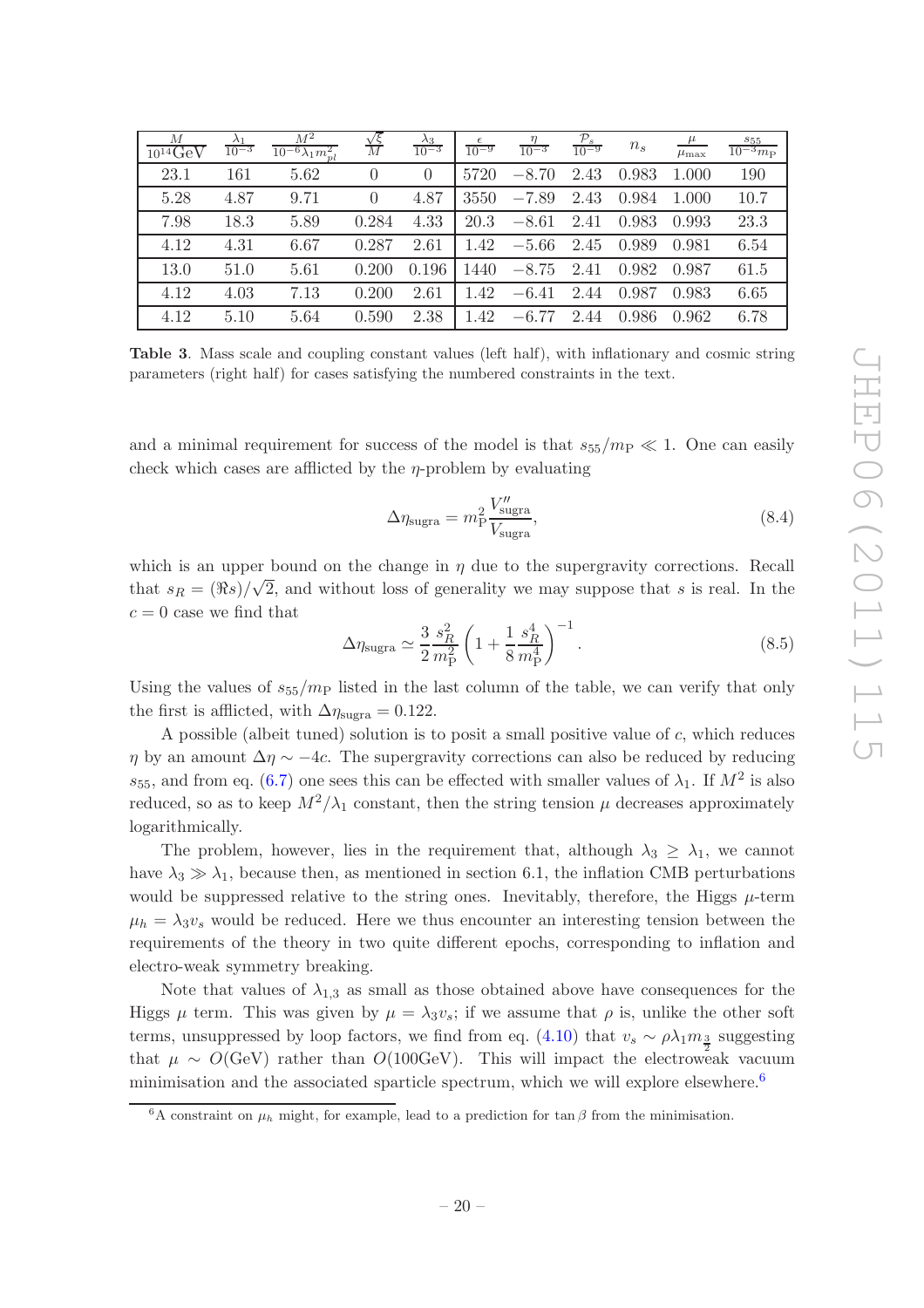| $\frac{M}{10^{14}\text{GeV}}$ | $\frac{\lambda_1}{10^{-3}}$ | $\frac{M^2}{10^{-6}\lambda_1 m_{pl}^2}$ | $\frac{\sqrt{\xi}}{M}$ | $\frac{\lambda_3}{10^{-3}}$ | $\frac{\epsilon}{10^{-9}}$ | $\frac{\eta}{10^{-3}}$ | $\frac{\mathcal{P}_s}{10^{-9}}$ | $n_s$ | $\frac{\mu}{\mu_{\max}}$ | $\frac{s_{55}}{10^{-3}m_{\text{P}}}$ |
|---|---|---|---|---|---|---|---|---|---|---|
| 23.1 | 161 | 5.62 | 0 | 0 | 5720 | −8.70 | 2.43 | 0.983 | 1.000 | 190 |
| 5.28 | 4.87 | 9.71 | 0 | 4.87 | 3550 | −7.89 | 2.43 | 0.984 | 1.000 | 10.7 |
| 7.98 | 18.3 | 5.89 | 0.284 | 4.33 | 20.3 | −8.61 | 2.41 | 0.983 | 0.993 | 23.3 |
| 4.12 | 4.31 | 6.67 | 0.287 | 2.61 | 1.42 | −5.66 | 2.45 | 0.989 | 0.981 | 6.54 |
| 13.0 | 51.0 | 5.61 | 0.200 | 0.196 | 1440 | −8.75 | 2.41 | 0.982 | 0.987 | 61.5 |
| 4.12 | 4.03 | 7.13 | 0.200 | 2.61 | 1.42 | −6.41 | 2.44 | 0.987 | 0.983 | 6.65 |
| 4.12 | 5.10 | 5.64 | 0.590 | 2.38 | 1.42 | −6.77 | 2.44 | 0.986 | 0.962 | 6.78 |

**Table 3**. Mass scale and coupling constant values (left half), with inflationary and cosmic string parameters (right half) for cases satisfying the numbered constraints in the text.

and a minimal requirement for success of the model is that $s_{55}/m_{\text{P}} \ll 1$. One can easily check which cases are afflicted by the $\eta$-problem by evaluating

$$\Delta\eta_{\text{sugra}} = m_{\text{P}}^2 \frac{V''_{\text{sugra}}}{V_{\text{sugra}}}, \tag{8.4}$$

which is an upper bound on the change in $\eta$ due to the supergravity corrections. Recall that $s_R = (\Re s)/\sqrt{2}$, and without loss of generality we may suppose that $s$ is real. In the $c = 0$ case we find that

$$\Delta\eta_{\text{sugra}} \simeq \frac{3}{2}\frac{s_R^2}{m_{\text{P}}^2}\left(1 + \frac{1}{8}\frac{s_R^4}{m_{\text{P}}^4}\right)^{-1}. \tag{8.5}$$

Using the values of $s_{55}/m_{\text{P}}$ listed in the last column of the table, we can verify that only the first is afflicted, with $\Delta\eta_{\text{sugra}} = 0.122$.

A possible (albeit tuned) solution is to posit a small positive value of $c$, which reduces $\eta$ by an amount $\Delta\eta \sim -4c$. The supergravity corrections can also be reduced by reducing $s_{55}$, and from eq. (6.7) one sees this can be effected with smaller values of $\lambda_1$. If $M^2$ is also reduced, so as to keep $M^2/\lambda_1$ constant, then the string tension $\mu$ decreases approximately logarithmically.

The problem, however, lies in the requirement that, although $\lambda_3 \geq \lambda_1$, we cannot have $\lambda_3 \gg \lambda_1$, because then, as mentioned in section 6.1, the inflation CMB perturbations would be suppressed relative to the string ones. Inevitably, therefore, the Higgs $\mu$-term $\mu_h = \lambda_3 v_s$ would be reduced. Here we thus encounter an interesting tension between the requirements of the theory in two quite different epochs, corresponding to inflation and electro-weak symmetry breaking.

Note that values of $\lambda_{1,3}$ as small as those obtained above have consequences for the Higgs $\mu$ term. This was given by $\mu = \lambda_3 v_s$; if we assume that $\rho$ is, unlike the other soft terms, unsuppressed by loop factors, we find from eq. (4.10) that $v_s \sim \rho\lambda_1 m_{\frac{3}{2}}$ suggesting that $\mu \sim O(\text{GeV})$ rather than $O(100\text{GeV})$. This will impact the electroweak vacuum minimisation and the associated sparticle spectrum, which we will explore elsewhere.[6]

[6] A constraint on $\mu_h$ might, for example, lead to a prediction for $\tan\beta$ from the minimisation.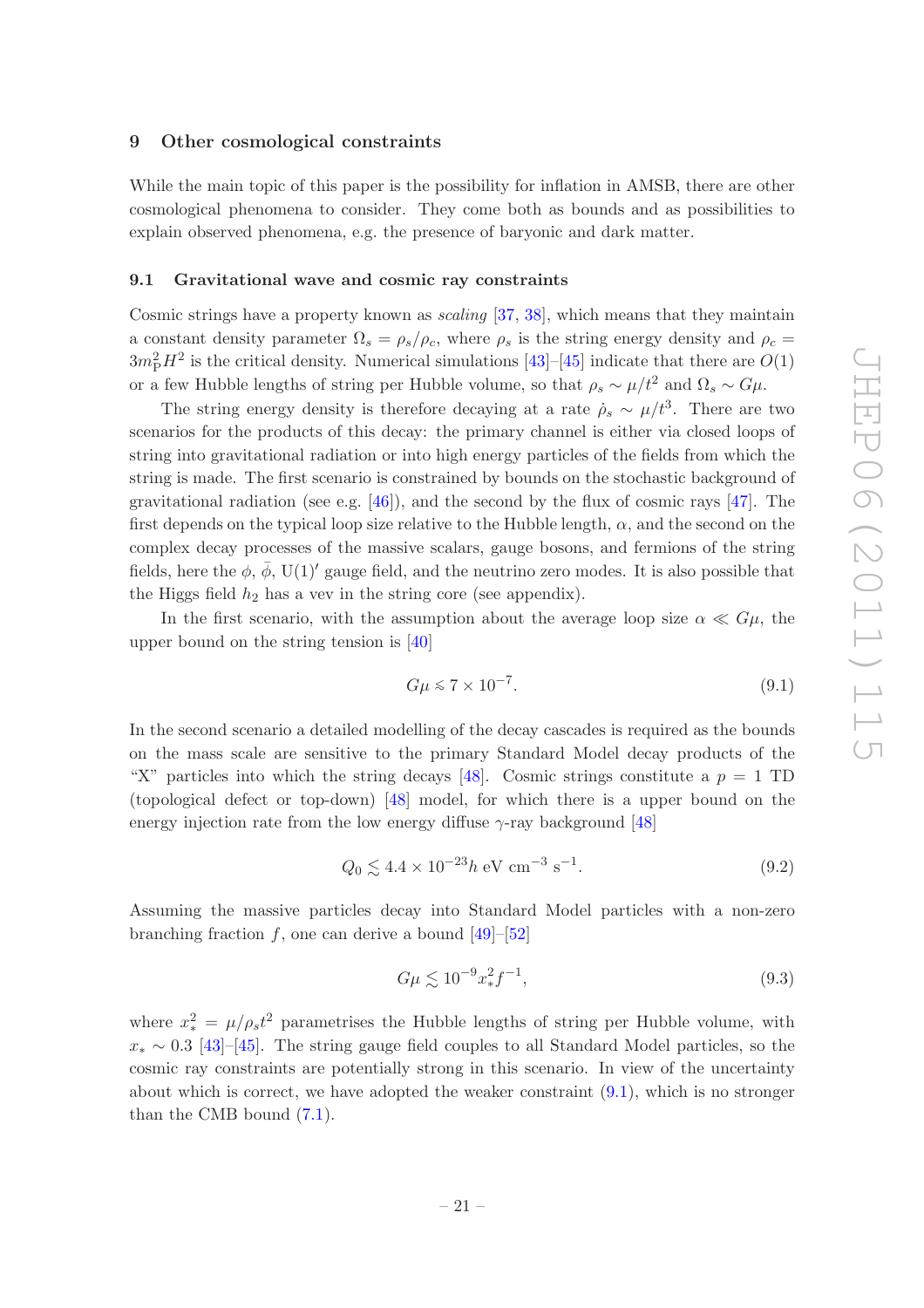## 9 Other cosmological constraints

While the main topic of this paper is the possibility for inflation in AMSB, there are other cosmological phenomena to consider. They come both as bounds and as possibilities to explain observed phenomena, e.g. the presence of baryonic and dark matter.

### 9.1 Gravitational wave and cosmic ray constraints

Cosmic strings have a property known as *scaling* [37, 38], which means that they maintain a constant density parameter $\Omega_s = \rho_s/\rho_c$, where $\rho_s$ is the string energy density and $\rho_c = 3m_{\rm P}^2 H^2$ is the critical density. Numerical simulations [43]–[45] indicate that there are $O(1)$ or a few Hubble lengths of string per Hubble volume, so that $\rho_s \sim \mu/t^2$ and $\Omega_s \sim G\mu$.

The string energy density is therefore decaying at a rate $\dot{\rho}_s \sim \mu/t^3$. There are two scenarios for the products of this decay: the primary channel is either via closed loops of string into gravitational radiation or into high energy particles of the fields from which the string is made. The first scenario is constrained by bounds on the stochastic background of gravitational radiation (see e.g. [46]), and the second by the flux of cosmic rays [47]. The first depends on the typical loop size relative to the Hubble length, $\alpha$, and the second on the complex decay processes of the massive scalars, gauge bosons, and fermions of the string fields, here the $\phi$, $\bar{\phi}$, $\mathrm{U}(1)'$ gauge field, and the neutrino zero modes. It is also possible that the Higgs field $h_2$ has a vev in the string core (see appendix).

In the first scenario, with the assumption about the average loop size $\alpha \ll G\mu$, the upper bound on the string tension is [40]

$$G\mu \lessapprox 7 \times 10^{-7}. \tag{9.1}$$

In the second scenario a detailed modelling of the decay cascades is required as the bounds on the mass scale are sensitive to the primary Standard Model decay products of the "X" particles into which the string decays [48]. Cosmic strings constitute a $p = 1$ TD (topological defect or top-down) [48] model, for which there is a upper bound on the energy injection rate from the low energy diffuse $\gamma$-ray background [48]

$$Q_0 \lesssim 4.4 \times 10^{-23} h \text{ eV cm}^{-3} \text{ s}^{-1}. \tag{9.2}$$

Assuming the massive particles decay into Standard Model particles with a non-zero branching fraction $f$, one can derive a bound [49]–[52]

$$G\mu \lesssim 10^{-9} x_*^2 f^{-1}, \tag{9.3}$$

where $x_*^2 = \mu/\rho_s t^2$ parametrises the Hubble lengths of string per Hubble volume, with $x_* \sim 0.3$ [43]–[45]. The string gauge field couples to all Standard Model particles, so the cosmic ray constraints are potentially strong in this scenario. In view of the uncertainty about which is correct, we have adopted the weaker constraint (9.1), which is no stronger than the CMB bound (7.1).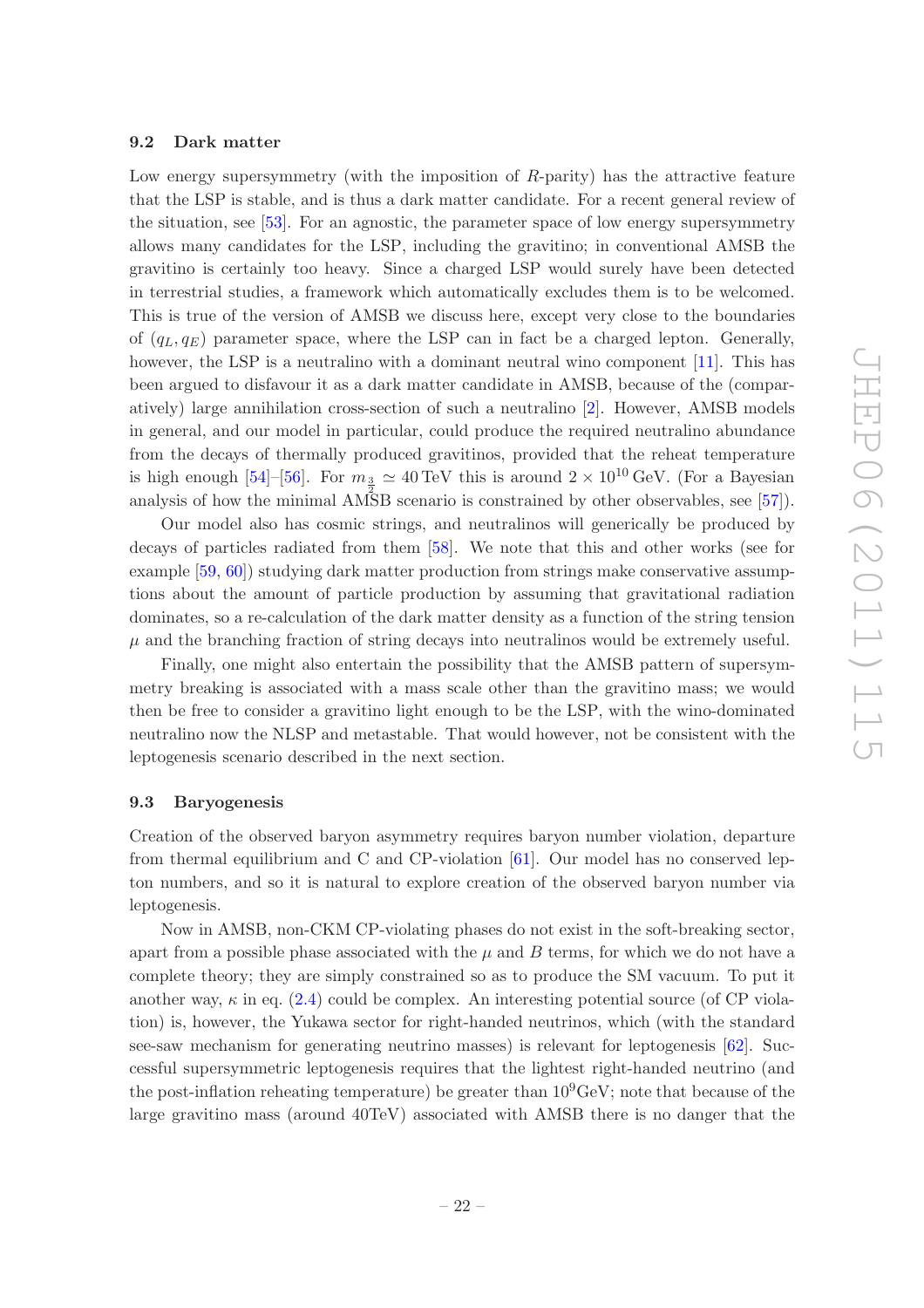### 9.2 Dark matter

Low energy supersymmetry (with the imposition of $R$-parity) has the attractive feature that the LSP is stable, and is thus a dark matter candidate. For a recent general review of the situation, see [53]. For an agnostic, the parameter space of low energy supersymmetry allows many candidates for the LSP, including the gravitino; in conventional AMSB the gravitino is certainly too heavy. Since a charged LSP would surely have been detected in terrestrial studies, a framework which automatically excludes them is to be welcomed. This is true of the version of AMSB we discuss here, except very close to the boundaries of $(q_L, q_E)$ parameter space, where the LSP can in fact be a charged lepton. Generally, however, the LSP is a neutralino with a dominant neutral wino component [11]. This has been argued to disfavour it as a dark matter candidate in AMSB, because of the (comparatively) large annihilation cross-section of such a neutralino [2]. However, AMSB models in general, and our model in particular, could produce the required neutralino abundance from the decays of thermally produced gravitinos, provided that the reheat temperature is high enough [54]–[56]. For $m_{\frac{3}{2}} \simeq 40\,\text{TeV}$ this is around $2 \times 10^{10}\,\text{GeV}$. (For a Bayesian analysis of how the minimal AMSB scenario is constrained by other observables, see [57]).

Our model also has cosmic strings, and neutralinos will generically be produced by decays of particles radiated from them [58]. We note that this and other works (see for example [59, 60]) studying dark matter production from strings make conservative assumptions about the amount of particle production by assuming that gravitational radiation dominates, so a re-calculation of the dark matter density as a function of the string tension $\mu$ and the branching fraction of string decays into neutralinos would be extremely useful.

Finally, one might also entertain the possibility that the AMSB pattern of supersymmetry breaking is associated with a mass scale other than the gravitino mass; we would then be free to consider a gravitino light enough to be the LSP, with the wino-dominated neutralino now the NLSP and metastable. That would however, not be consistent with the leptogenesis scenario described in the next section.

### 9.3 Baryogenesis

Creation of the observed baryon asymmetry requires baryon number violation, departure from thermal equilibrium and C and CP-violation [61]. Our model has no conserved lepton numbers, and so it is natural to explore creation of the observed baryon number via leptogenesis.

Now in AMSB, non-CKM CP-violating phases do not exist in the soft-breaking sector, apart from a possible phase associated with the $\mu$ and $B$ terms, for which we do not have a complete theory; they are simply constrained so as to produce the SM vacuum. To put it another way, $\kappa$ in eq. (2.4) could be complex. An interesting potential source (of CP violation) is, however, the Yukawa sector for right-handed neutrinos, which (with the standard see-saw mechanism for generating neutrino masses) is relevant for leptogenesis [62]. Successful supersymmetric leptogenesis requires that the lightest right-handed neutrino (and the post-inflation reheating temperature) be greater than $10^9$GeV; note that because of the large gravitino mass (around 40TeV) associated with AMSB there is no danger that the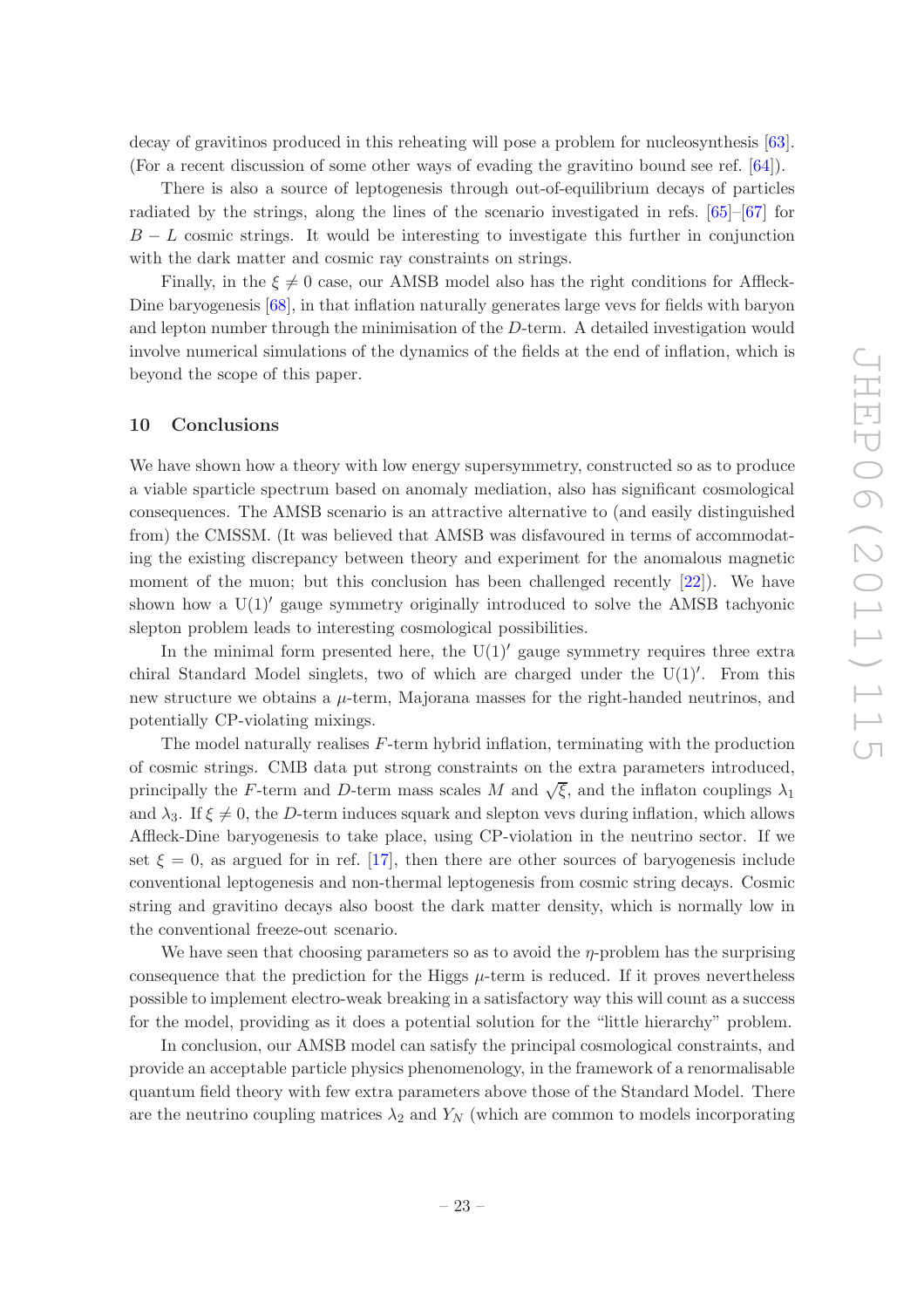decay of gravitinos produced in this reheating will pose a problem for nucleosynthesis [63]. (For a recent discussion of some other ways of evading the gravitino bound see ref. [64]).

There is also a source of leptogenesis through out-of-equilibrium decays of particles radiated by the strings, along the lines of the scenario investigated in refs. [65]–[67] for $B-L$ cosmic strings. It would be interesting to investigate this further in conjunction with the dark matter and cosmic ray constraints on strings.

Finally, in the $\xi \neq 0$ case, our AMSB model also has the right conditions for Affleck-Dine baryogenesis [68], in that inflation naturally generates large vevs for fields with baryon and lepton number through the minimisation of the $D$-term. A detailed investigation would involve numerical simulations of the dynamics of the fields at the end of inflation, which is beyond the scope of this paper.

## 10 Conclusions

We have shown how a theory with low energy supersymmetry, constructed so as to produce a viable sparticle spectrum based on anomaly mediation, also has significant cosmological consequences. The AMSB scenario is an attractive alternative to (and easily distinguished from) the CMSSM. (It was believed that AMSB was disfavoured in terms of accommodating the existing discrepancy between theory and experiment for the anomalous magnetic moment of the muon; but this conclusion has been challenged recently [22]). We have shown how a $\mathrm{U}(1)'$ gauge symmetry originally introduced to solve the AMSB tachyonic slepton problem leads to interesting cosmological possibilities.

In the minimal form presented here, the $\mathrm{U}(1)'$ gauge symmetry requires three extra chiral Standard Model singlets, two of which are charged under the $\mathrm{U}(1)'$. From this new structure we obtains a $\mu$-term, Majorana masses for the right-handed neutrinos, and potentially CP-violating mixings.

The model naturally realises $F$-term hybrid inflation, terminating with the production of cosmic strings. CMB data put strong constraints on the extra parameters introduced, principally the $F$-term and $D$-term mass scales $M$ and $\sqrt{\xi}$, and the inflaton couplings $\lambda_1$ and $\lambda_3$. If $\xi \neq 0$, the $D$-term induces squark and slepton vevs during inflation, which allows Affleck-Dine baryogenesis to take place, using CP-violation in the neutrino sector. If we set $\xi = 0$, as argued for in ref. [17], then there are other sources of baryogenesis include conventional leptogenesis and non-thermal leptogenesis from cosmic string decays. Cosmic string and gravitino decays also boost the dark matter density, which is normally low in the conventional freeze-out scenario.

We have seen that choosing parameters so as to avoid the $\eta$-problem has the surprising consequence that the prediction for the Higgs $\mu$-term is reduced. If it proves nevertheless possible to implement electro-weak breaking in a satisfactory way this will count as a success for the model, providing as it does a potential solution for the "little hierarchy" problem.

In conclusion, our AMSB model can satisfy the principal cosmological constraints, and provide an acceptable particle physics phenomenology, in the framework of a renormalisable quantum field theory with few extra parameters above those of the Standard Model. There are the neutrino coupling matrices $\lambda_2$ and $Y_N$ (which are common to models incorporating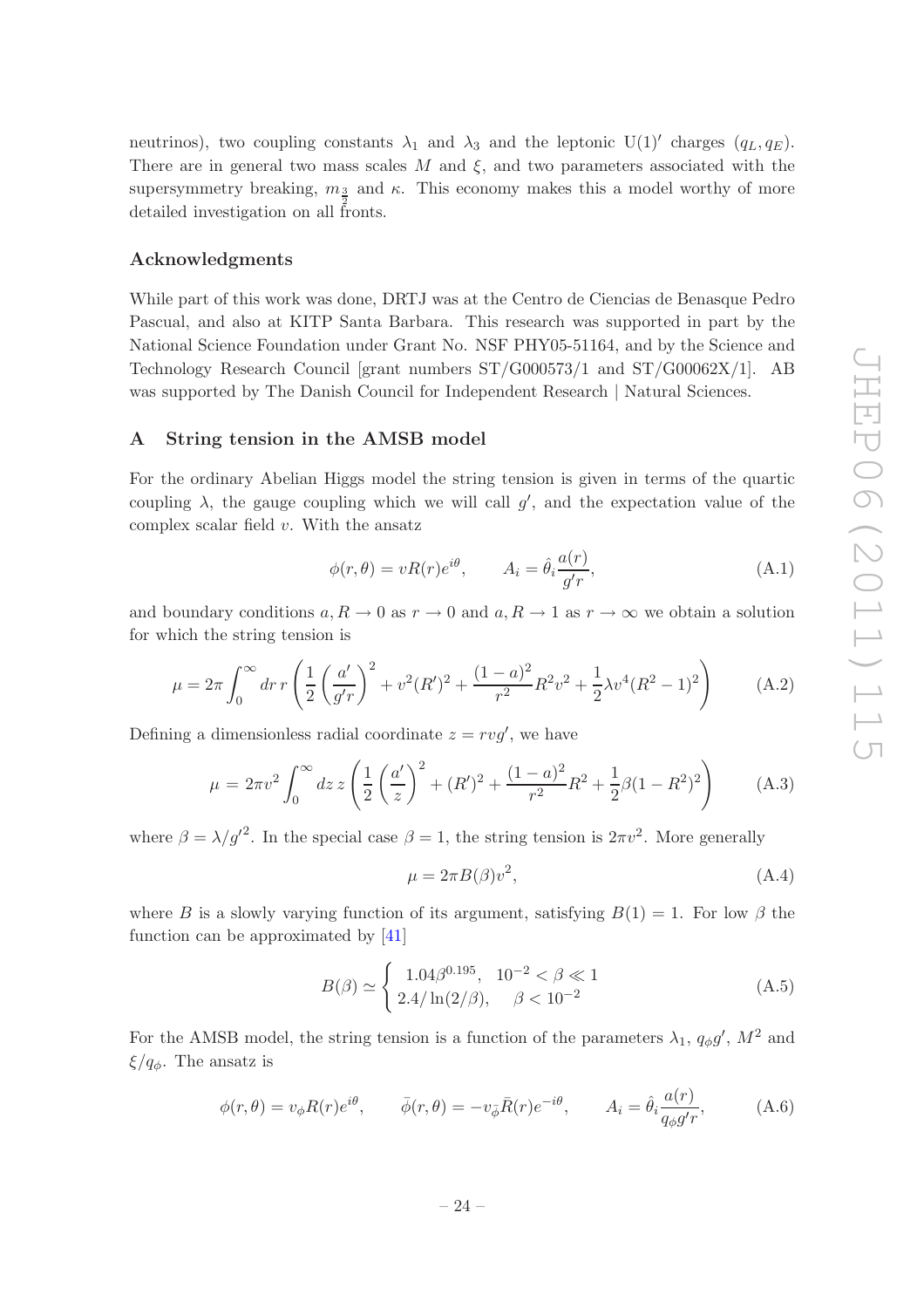neutrinos), two coupling constants $\lambda_1$ and $\lambda_3$ and the leptonic U(1)$'$ charges $(q_L, q_E)$. There are in general two mass scales $M$ and $\xi$, and two parameters associated with the supersymmetry breaking, $m_{\frac{3}{2}}$ and $\kappa$. This economy makes this a model worthy of more detailed investigation on all fronts.

## Acknowledgments

While part of this work was done, DRTJ was at the Centro de Ciencias de Benasque Pedro Pascual, and also at KITP Santa Barbara. This research was supported in part by the National Science Foundation under Grant No. NSF PHY05-51164, and by the Science and Technology Research Council [grant numbers ST/G000573/1 and ST/G00062X/1]. AB was supported by The Danish Council for Independent Research | Natural Sciences.

## A String tension in the AMSB model

For the ordinary Abelian Higgs model the string tension is given in terms of the quartic coupling $\lambda$, the gauge coupling which we will call $g'$, and the expectation value of the complex scalar field $v$. With the ansatz

$$\phi(r,\theta) = vR(r)e^{i\theta}, \qquad A_i = \hat{\theta}_i \frac{a(r)}{g'r}, \tag{A.1}$$

and boundary conditions $a, R \to 0$ as $r \to 0$ and $a, R \to 1$ as $r \to \infty$ we obtain a solution for which the string tension is

$$\mu = 2\pi \int_0^\infty dr\, r \left( \frac{1}{2}\left(\frac{a'}{g'r}\right)^2 + v^2(R')^2 + \frac{(1-a)^2}{r^2}R^2v^2 + \frac{1}{2}\lambda v^4(R^2-1)^2 \right) \tag{A.2}$$

Defining a dimensionless radial coordinate $z = rvg'$, we have

$$\mu = 2\pi v^2 \int_0^\infty dz\, z \left( \frac{1}{2}\left(\frac{a'}{z}\right)^2 + (R')^2 + \frac{(1-a)^2}{r^2}R^2 + \frac{1}{2}\beta(1-R^2)^2 \right) \tag{A.3}$$

where $\beta = \lambda/{g'}^2$. In the special case $\beta = 1$, the string tension is $2\pi v^2$. More generally

$$\mu = 2\pi B(\beta) v^2, \tag{A.4}$$

where $B$ is a slowly varying function of its argument, satisfying $B(1) = 1$. For low $\beta$ the function can be approximated by [41]

$$B(\beta) \simeq \begin{cases} 1.04\beta^{0.195}, & 10^{-2} < \beta \ll 1 \\ 2.4/\ln(2/\beta), & \beta < 10^{-2} \end{cases} \tag{A.5}$$

For the AMSB model, the string tension is a function of the parameters $\lambda_1$, $q_\phi g'$, $M^2$ and $\xi/q_\phi$. The ansatz is

$$\phi(r,\theta) = v_\phi R(r)e^{i\theta}, \qquad \bar{\phi}(r,\theta) = -v_{\bar{\phi}}\bar{R}(r)e^{-i\theta}, \qquad A_i = \hat{\theta}_i \frac{a(r)}{q_\phi g' r}, \tag{A.6}$$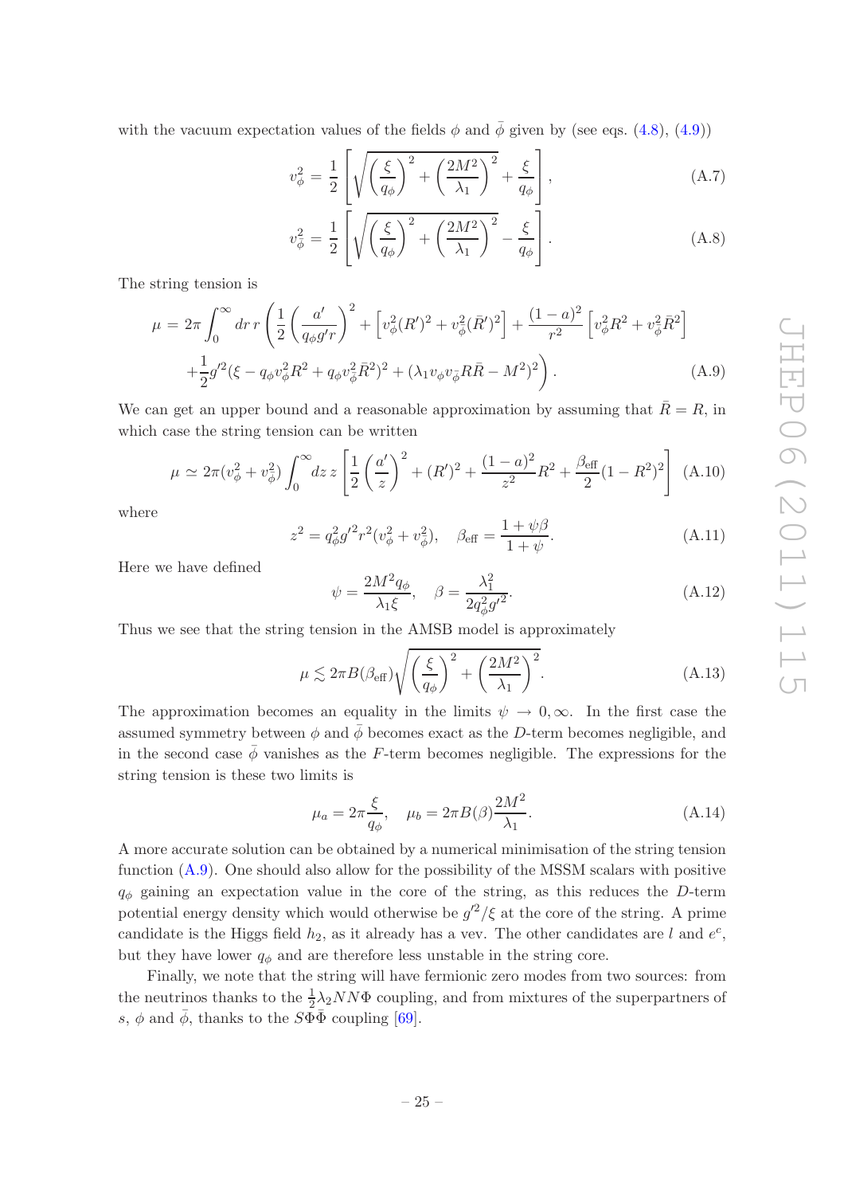with the vacuum expectation values of the fields $\phi$ and $\bar{\phi}$ given by (see eqs. (4.8), (4.9))

$$v_\phi^2 = \frac{1}{2}\left[\sqrt{\left(\frac{\xi}{q_\phi}\right)^2 + \left(\frac{2M^2}{\lambda_1}\right)^2} + \frac{\xi}{q_\phi}\right], \tag{A.7}$$

$$v_{\bar{\phi}}^2 = \frac{1}{2}\left[\sqrt{\left(\frac{\xi}{q_\phi}\right)^2 + \left(\frac{2M^2}{\lambda_1}\right)^2} - \frac{\xi}{q_\phi}\right]. \tag{A.8}$$

The string tension is

$$\mu = 2\pi \int_0^\infty dr\, r \left( \frac{1}{2}\left(\frac{a'}{q_\phi g' r}\right)^2 + \left[v_\phi^2 (R')^2 + v_{\bar{\phi}}^2 (\bar{R}')^2\right] + \frac{(1-a)^2}{r^2}\left[v_\phi^2 R^2 + v_{\bar{\phi}}^2 \bar{R}^2\right] \right.$$
$$\left. + \frac{1}{2} g'^2 (\xi - q_\phi v_\phi^2 R^2 + q_\phi v_{\bar{\phi}}^2 \bar{R}^2)^2 + (\lambda_1 v_\phi v_{\bar{\phi}} R \bar{R} - M^2)^2 \right). \tag{A.9}$$

We can get an upper bound and a reasonable approximation by assuming that $\bar{R} = R$, in which case the string tension can be written

$$\mu \simeq 2\pi (v_\phi^2 + v_{\bar{\phi}}^2) \int_0^\infty dz\, z \left[ \frac{1}{2}\left(\frac{a'}{z}\right)^2 + (R')^2 + \frac{(1-a)^2}{z^2} R^2 + \frac{\beta_{\text{eff}}}{2}(1-R^2)^2 \right] \tag{A.10}$$

where

$$z^2 = q_\phi^2 g'^2 r^2 (v_\phi^2 + v_{\bar{\phi}}^2), \quad \beta_{\text{eff}} = \frac{1+\psi\beta}{1+\psi}. \tag{A.11}$$

Here we have defined

$$\psi = \frac{2M^2 q_\phi}{\lambda_1 \xi}, \quad \beta = \frac{\lambda_1^2}{2 q_\phi^2 g'^2}. \tag{A.12}$$

Thus we see that the string tension in the AMSB model is approximately

$$\mu \lesssim 2\pi B(\beta_{\text{eff}}) \sqrt{\left(\frac{\xi}{q_\phi}\right)^2 + \left(\frac{2M^2}{\lambda_1}\right)^2}. \tag{A.13}$$

The approximation becomes an equality in the limits $\psi \to 0, \infty$. In the first case the assumed symmetry between $\phi$ and $\bar{\phi}$ becomes exact as the $D$-term becomes negligible, and in the second case $\bar{\phi}$ vanishes as the $F$-term becomes negligible. The expressions for the string tension is these two limits is

$$\mu_a = 2\pi \frac{\xi}{q_\phi}, \quad \mu_b = 2\pi B(\beta) \frac{2M^2}{\lambda_1}. \tag{A.14}$$

A more accurate solution can be obtained by a numerical minimisation of the string tension function (A.9). One should also allow for the possibility of the MSSM scalars with positive $q_\phi$ gaining an expectation value in the core of the string, as this reduces the $D$-term potential energy density which would otherwise be $g'^2/\xi$ at the core of the string. A prime candidate is the Higgs field $h_2$, as it already has a vev. The other candidates are $l$ and $e^c$, but they have lower $q_\phi$ and are therefore less unstable in the string core.

Finally, we note that the string will have fermionic zero modes from two sources: from the neutrinos thanks to the $\frac{1}{2}\lambda_2 NN\Phi$ coupling, and from mixtures of the superpartners of $s$, $\phi$ and $\bar{\phi}$, thanks to the $S\Phi\bar{\Phi}$ coupling [69].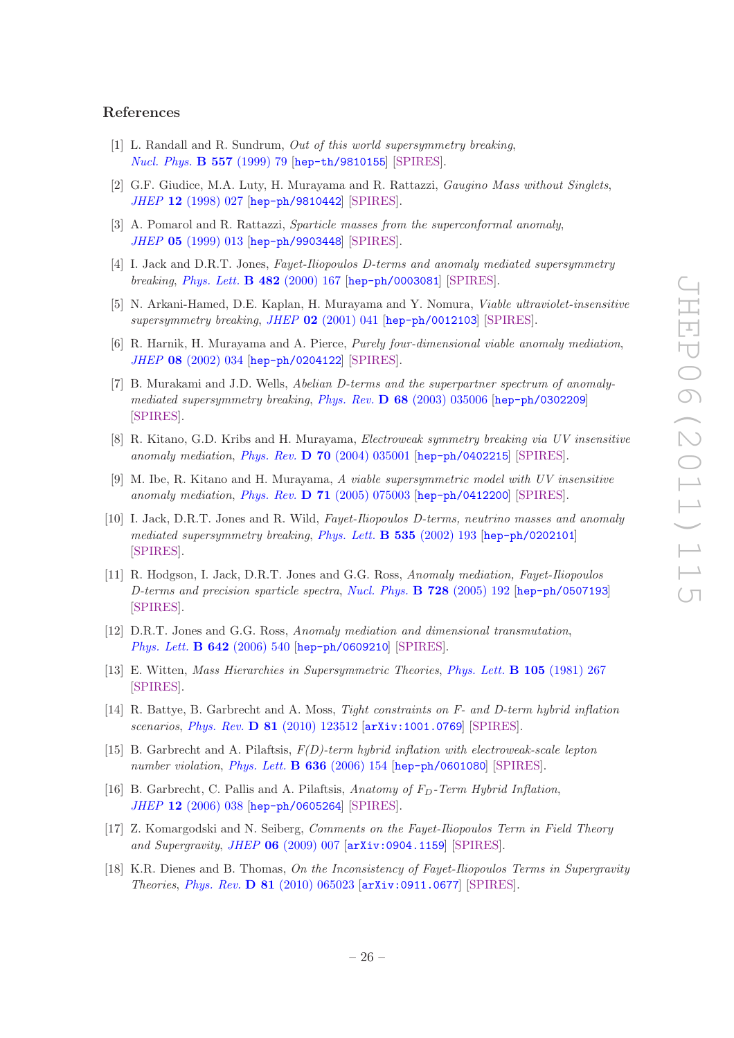## References

[1] L. Randall and R. Sundrum, *Out of this world supersymmetry breaking*, *Nucl. Phys.* **B 557** (1999) 79 [hep-th/9810155] [SPIRES].

[2] G.F. Giudice, M.A. Luty, H. Murayama and R. Rattazzi, *Gaugino Mass without Singlets*, *JHEP* **12** (1998) 027 [hep-ph/9810442] [SPIRES].

[3] A. Pomarol and R. Rattazzi, *Sparticle masses from the superconformal anomaly*, *JHEP* **05** (1999) 013 [hep-ph/9903448] [SPIRES].

[4] I. Jack and D.R.T. Jones, *Fayet-Iliopoulos D-terms and anomaly mediated supersymmetry breaking*, *Phys. Lett.* **B 482** (2000) 167 [hep-ph/0003081] [SPIRES].

[5] N. Arkani-Hamed, D.E. Kaplan, H. Murayama and Y. Nomura, *Viable ultraviolet-insensitive supersymmetry breaking*, *JHEP* **02** (2001) 041 [hep-ph/0012103] [SPIRES].

[6] R. Harnik, H. Murayama and A. Pierce, *Purely four-dimensional viable anomaly mediation*, *JHEP* **08** (2002) 034 [hep-ph/0204122] [SPIRES].

[7] B. Murakami and J.D. Wells, *Abelian D-terms and the superpartner spectrum of anomaly-mediated supersymmetry breaking*, *Phys. Rev.* **D 68** (2003) 035006 [hep-ph/0302209] [SPIRES].

[8] R. Kitano, G.D. Kribs and H. Murayama, *Electroweak symmetry breaking via UV insensitive anomaly mediation*, *Phys. Rev.* **D 70** (2004) 035001 [hep-ph/0402215] [SPIRES].

[9] M. Ibe, R. Kitano and H. Murayama, *A viable supersymmetric model with UV insensitive anomaly mediation*, *Phys. Rev.* **D 71** (2005) 075003 [hep-ph/0412200] [SPIRES].

[10] I. Jack, D.R.T. Jones and R. Wild, *Fayet-Iliopoulos D-terms, neutrino masses and anomaly mediated supersymmetry breaking*, *Phys. Lett.* **B 535** (2002) 193 [hep-ph/0202101] [SPIRES].

[11] R. Hodgson, I. Jack, D.R.T. Jones and G.G. Ross, *Anomaly mediation, Fayet-Iliopoulos D-terms and precision sparticle spectra*, *Nucl. Phys.* **B 728** (2005) 192 [hep-ph/0507193] [SPIRES].

[12] D.R.T. Jones and G.G. Ross, *Anomaly mediation and dimensional transmutation*, *Phys. Lett.* **B 642** (2006) 540 [hep-ph/0609210] [SPIRES].

[13] E. Witten, *Mass Hierarchies in Supersymmetric Theories*, *Phys. Lett.* **B 105** (1981) 267 [SPIRES].

[14] R. Battye, B. Garbrecht and A. Moss, *Tight constraints on F- and D-term hybrid inflation scenarios*, *Phys. Rev.* **D 81** (2010) 123512 [arXiv:1001.0769] [SPIRES].

[15] B. Garbrecht and A. Pilaftsis, *F(D)-term hybrid inflation with electroweak-scale lepton number violation*, *Phys. Lett.* **B 636** (2006) 154 [hep-ph/0601080] [SPIRES].

[16] B. Garbrecht, C. Pallis and A. Pilaftsis, *Anatomy of $F_D$-Term Hybrid Inflation*, *JHEP* **12** (2006) 038 [hep-ph/0605264] [SPIRES].

[17] Z. Komargodski and N. Seiberg, *Comments on the Fayet-Iliopoulos Term in Field Theory and Supergravity*, *JHEP* **06** (2009) 007 [arXiv:0904.1159] [SPIRES].

[18] K.R. Dienes and B. Thomas, *On the Inconsistency of Fayet-Iliopoulos Terms in Supergravity Theories*, *Phys. Rev.* **D 81** (2010) 065023 [arXiv:0911.0677] [SPIRES].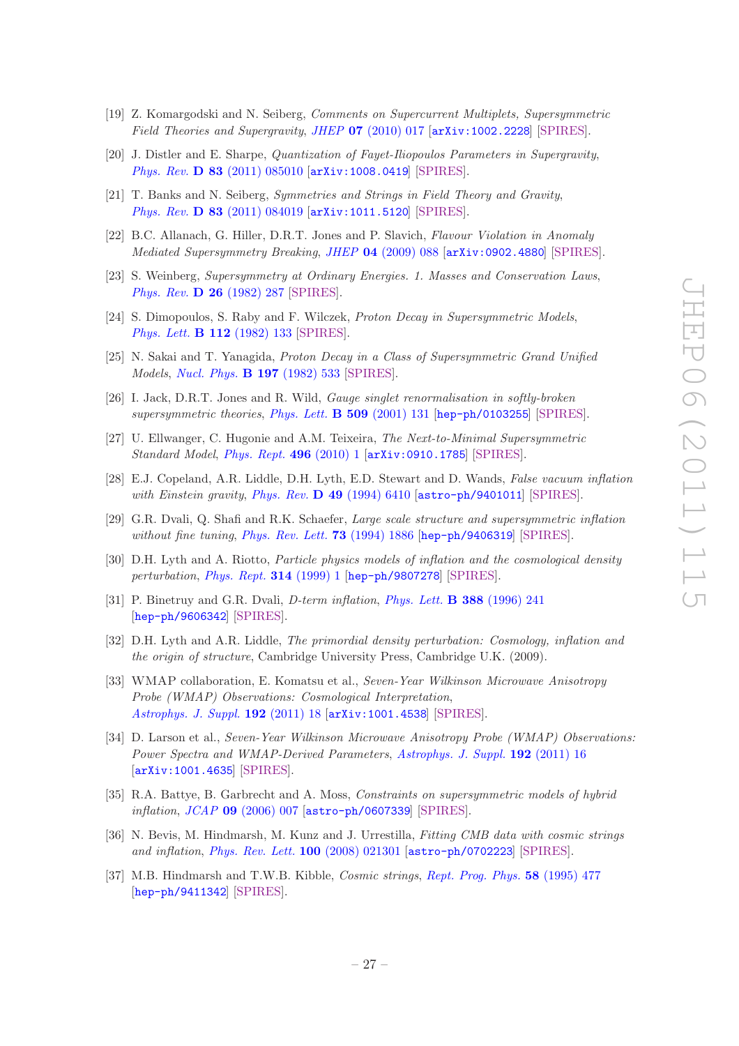[19] Z. Komargodski and N. Seiberg, *Comments on Supercurrent Multiplets, Supersymmetric Field Theories and Supergravity*, *JHEP* **07** (2010) 017 [arXiv:1002.2228] [SPIRES].

[20] J. Distler and E. Sharpe, *Quantization of Fayet-Iliopoulos Parameters in Supergravity*, *Phys. Rev.* **D 83** (2011) 085010 [arXiv:1008.0419] [SPIRES].

[21] T. Banks and N. Seiberg, *Symmetries and Strings in Field Theory and Gravity*, *Phys. Rev.* **D 83** (2011) 084019 [arXiv:1011.5120] [SPIRES].

[22] B.C. Allanach, G. Hiller, D.R.T. Jones and P. Slavich, *Flavour Violation in Anomaly Mediated Supersymmetry Breaking*, *JHEP* **04** (2009) 088 [arXiv:0902.4880] [SPIRES].

[23] S. Weinberg, *Supersymmetry at Ordinary Energies. 1. Masses and Conservation Laws*, *Phys. Rev.* **D 26** (1982) 287 [SPIRES].

[24] S. Dimopoulos, S. Raby and F. Wilczek, *Proton Decay in Supersymmetric Models*, *Phys. Lett.* **B 112** (1982) 133 [SPIRES].

[25] N. Sakai and T. Yanagida, *Proton Decay in a Class of Supersymmetric Grand Unified Models*, *Nucl. Phys.* **B 197** (1982) 533 [SPIRES].

[26] I. Jack, D.R.T. Jones and R. Wild, *Gauge singlet renormalisation in softly-broken supersymmetric theories*, *Phys. Lett.* **B 509** (2001) 131 [hep-ph/0103255] [SPIRES].

[27] U. Ellwanger, C. Hugonie and A.M. Teixeira, *The Next-to-Minimal Supersymmetric Standard Model*, *Phys. Rept.* **496** (2010) 1 [arXiv:0910.1785] [SPIRES].

[28] E.J. Copeland, A.R. Liddle, D.H. Lyth, E.D. Stewart and D. Wands, *False vacuum inflation with Einstein gravity*, *Phys. Rev.* **D 49** (1994) 6410 [astro-ph/9401011] [SPIRES].

[29] G.R. Dvali, Q. Shafi and R.K. Schaefer, *Large scale structure and supersymmetric inflation without fine tuning*, *Phys. Rev. Lett.* **73** (1994) 1886 [hep-ph/9406319] [SPIRES].

[30] D.H. Lyth and A. Riotto, *Particle physics models of inflation and the cosmological density perturbation*, *Phys. Rept.* **314** (1999) 1 [hep-ph/9807278] [SPIRES].

[31] P. Binetruy and G.R. Dvali, *D-term inflation*, *Phys. Lett.* **B 388** (1996) 241 [hep-ph/9606342] [SPIRES].

[32] D.H. Lyth and A.R. Liddle, *The primordial density perturbation: Cosmology, inflation and the origin of structure*, Cambridge University Press, Cambridge U.K. (2009).

[33] WMAP collaboration, E. Komatsu et al., *Seven-Year Wilkinson Microwave Anisotropy Probe (WMAP) Observations: Cosmological Interpretation*, *Astrophys. J. Suppl.* **192** (2011) 18 [arXiv:1001.4538] [SPIRES].

[34] D. Larson et al., *Seven-Year Wilkinson Microwave Anisotropy Probe (WMAP) Observations: Power Spectra and WMAP-Derived Parameters*, *Astrophys. J. Suppl.* **192** (2011) 16 [arXiv:1001.4635] [SPIRES].

[35] R.A. Battye, B. Garbrecht and A. Moss, *Constraints on supersymmetric models of hybrid inflation*, *JCAP* **09** (2006) 007 [astro-ph/0607339] [SPIRES].

[36] N. Bevis, M. Hindmarsh, M. Kunz and J. Urrestilla, *Fitting CMB data with cosmic strings and inflation*, *Phys. Rev. Lett.* **100** (2008) 021301 [astro-ph/0702223] [SPIRES].

[37] M.B. Hindmarsh and T.W.B. Kibble, *Cosmic strings*, *Rept. Prog. Phys.* **58** (1995) 477 [hep-ph/9411342] [SPIRES].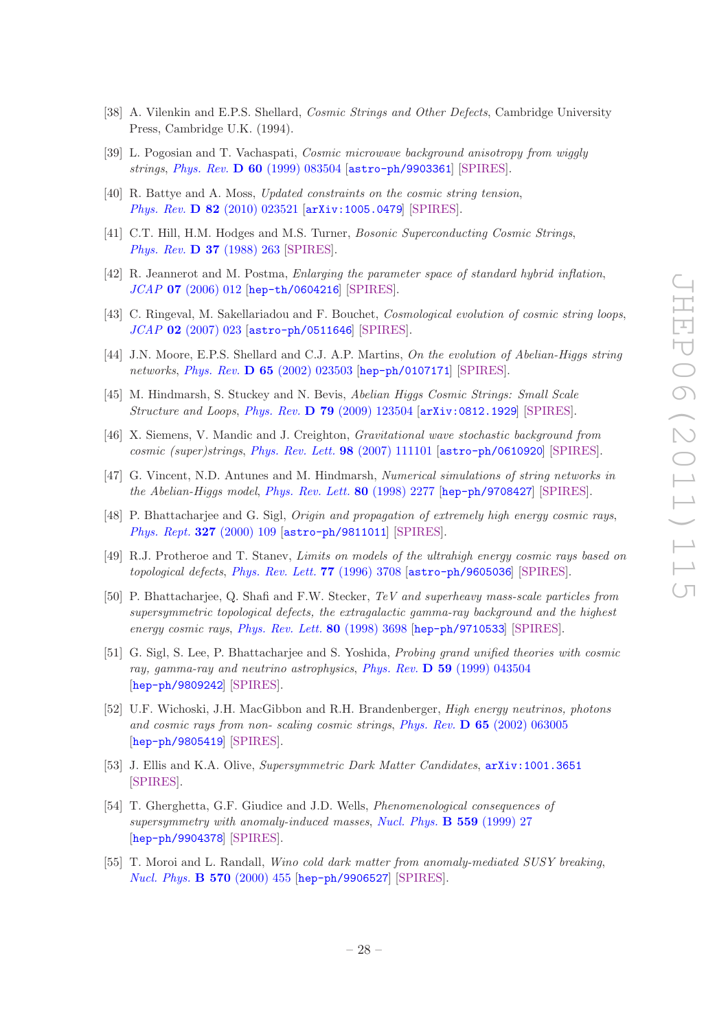[38] A. Vilenkin and E.P.S. Shellard, *Cosmic Strings and Other Defects*, Cambridge University Press, Cambridge U.K. (1994).

[39] L. Pogosian and T. Vachaspati, *Cosmic microwave background anisotropy from wiggly strings*, *Phys. Rev.* **D 60** (1999) 083504 [astro-ph/9903361] [SPIRES].

[40] R. Battye and A. Moss, *Updated constraints on the cosmic string tension*, *Phys. Rev.* **D 82** (2010) 023521 [arXiv:1005.0479] [SPIRES].

[41] C.T. Hill, H.M. Hodges and M.S. Turner, *Bosonic Superconducting Cosmic Strings*, *Phys. Rev.* **D 37** (1988) 263 [SPIRES].

[42] R. Jeannerot and M. Postma, *Enlarging the parameter space of standard hybrid inflation*, *JCAP* **07** (2006) 012 [hep-th/0604216] [SPIRES].

[43] C. Ringeval, M. Sakellariadou and F. Bouchet, *Cosmological evolution of cosmic string loops*, *JCAP* **02** (2007) 023 [astro-ph/0511646] [SPIRES].

[44] J.N. Moore, E.P.S. Shellard and C.J. A.P. Martins, *On the evolution of Abelian-Higgs string networks*, *Phys. Rev.* **D 65** (2002) 023503 [hep-ph/0107171] [SPIRES].

[45] M. Hindmarsh, S. Stuckey and N. Bevis, *Abelian Higgs Cosmic Strings: Small Scale Structure and Loops*, *Phys. Rev.* **D 79** (2009) 123504 [arXiv:0812.1929] [SPIRES].

[46] X. Siemens, V. Mandic and J. Creighton, *Gravitational wave stochastic background from cosmic (super)strings*, *Phys. Rev. Lett.* **98** (2007) 111101 [astro-ph/0610920] [SPIRES].

[47] G. Vincent, N.D. Antunes and M. Hindmarsh, *Numerical simulations of string networks in the Abelian-Higgs model*, *Phys. Rev. Lett.* **80** (1998) 2277 [hep-ph/9708427] [SPIRES].

[48] P. Bhattacharjee and G. Sigl, *Origin and propagation of extremely high energy cosmic rays*, *Phys. Rept.* **327** (2000) 109 [astro-ph/9811011] [SPIRES].

[49] R.J. Protheroe and T. Stanev, *Limits on models of the ultrahigh energy cosmic rays based on topological defects*, *Phys. Rev. Lett.* **77** (1996) 3708 [astro-ph/9605036] [SPIRES].

[50] P. Bhattacharjee, Q. Shafi and F.W. Stecker, *TeV and superheavy mass-scale particles from supersymmetric topological defects, the extragalactic gamma-ray background and the highest energy cosmic rays*, *Phys. Rev. Lett.* **80** (1998) 3698 [hep-ph/9710533] [SPIRES].

[51] G. Sigl, S. Lee, P. Bhattacharjee and S. Yoshida, *Probing grand unified theories with cosmic ray, gamma-ray and neutrino astrophysics*, *Phys. Rev.* **D 59** (1999) 043504 [hep-ph/9809242] [SPIRES].

[52] U.F. Wichoski, J.H. MacGibbon and R.H. Brandenberger, *High energy neutrinos, photons and cosmic rays from non- scaling cosmic strings*, *Phys. Rev.* **D 65** (2002) 063005 [hep-ph/9805419] [SPIRES].

[53] J. Ellis and K.A. Olive, *Supersymmetric Dark Matter Candidates*, arXiv:1001.3651 [SPIRES].

[54] T. Gherghetta, G.F. Giudice and J.D. Wells, *Phenomenological consequences of supersymmetry with anomaly-induced masses*, *Nucl. Phys.* **B 559** (1999) 27 [hep-ph/9904378] [SPIRES].

[55] T. Moroi and L. Randall, *Wino cold dark matter from anomaly-mediated SUSY breaking*, *Nucl. Phys.* **B 570** (2000) 455 [hep-ph/9906527] [SPIRES].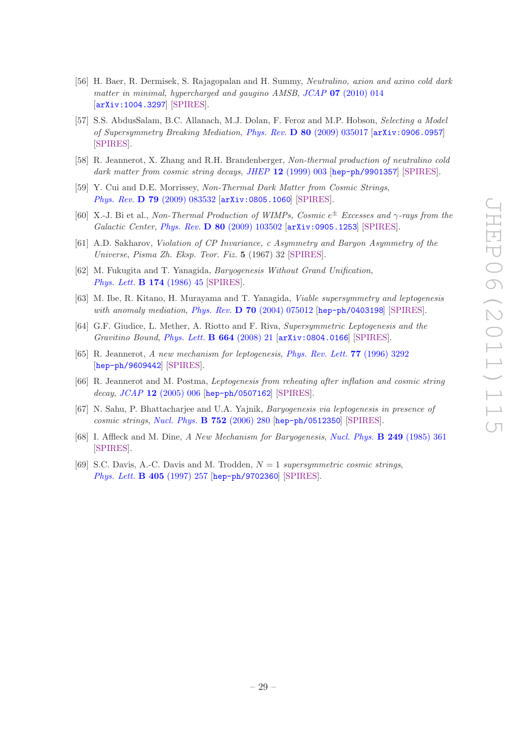[56] H. Baer, R. Dermisek, S. Rajagopalan and H. Summy, *Neutralino, axion and axino cold dark matter in minimal, hypercharged and gaugino AMSB*, *JCAP* **07** (2010) 014 [arXiv:1004.3297] [SPIRES].

[57] S.S. AbdusSalam, B.C. Allanach, M.J. Dolan, F. Feroz and M.P. Hobson, *Selecting a Model of Supersymmetry Breaking Mediation*, *Phys. Rev.* **D 80** (2009) 035017 [arXiv:0906.0957] [SPIRES].

[58] R. Jeannerot, X. Zhang and R.H. Brandenberger, *Non-thermal production of neutralino cold dark matter from cosmic string decays*, *JHEP* **12** (1999) 003 [hep-ph/9901357] [SPIRES].

[59] Y. Cui and D.E. Morrissey, *Non-Thermal Dark Matter from Cosmic Strings*, *Phys. Rev.* **D 79** (2009) 083532 [arXiv:0805.1060] [SPIRES].

[60] X.-J. Bi et al., *Non-Thermal Production of WIMPs, Cosmic $e^{\pm}$ Excesses and $\gamma$-rays from the Galactic Center*, *Phys. Rev.* **D 80** (2009) 103502 [arXiv:0905.1253] [SPIRES].

[61] A.D. Sakharov, *Violation of CP Invariance, c Asymmetry and Baryon Asymmetry of the Universe*, *Pisma Zh. Eksp. Teor. Fiz.* **5** (1967) 32 [SPIRES].

[62] M. Fukugita and T. Yanagida, *Baryogenesis Without Grand Unification*, *Phys. Lett.* **B 174** (1986) 45 [SPIRES].

[63] M. Ibe, R. Kitano, H. Murayama and T. Yanagida, *Viable supersymmetry and leptogenesis with anomaly mediation*, *Phys. Rev.* **D 70** (2004) 075012 [hep-ph/0403198] [SPIRES].

[64] G.F. Giudice, L. Mether, A. Riotto and F. Riva, *Supersymmetric Leptogenesis and the Gravitino Bound*, *Phys. Lett.* **B 664** (2008) 21 [arXiv:0804.0166] [SPIRES].

[65] R. Jeannerot, *A new mechanism for leptogenesis*, *Phys. Rev. Lett.* **77** (1996) 3292 [hep-ph/9609442] [SPIRES].

[66] R. Jeannerot and M. Postma, *Leptogenesis from reheating after inflation and cosmic string decay*, *JCAP* **12** (2005) 006 [hep-ph/0507162] [SPIRES].

[67] N. Sahu, P. Bhattacharjee and U.A. Yajnik, *Baryogenesis via leptogenesis in presence of cosmic strings*, *Nucl. Phys.* **B 752** (2006) 280 [hep-ph/0512350] [SPIRES].

[68] I. Affleck and M. Dine, *A New Mechanism for Baryogenesis*, *Nucl. Phys.* **B 249** (1985) 361 [SPIRES].

[69] S.C. Davis, A.-C. Davis and M. Trodden, *$N = 1$ supersymmetric cosmic strings*, *Phys. Lett.* **B 405** (1997) 257 [hep-ph/9702360] [SPIRES].